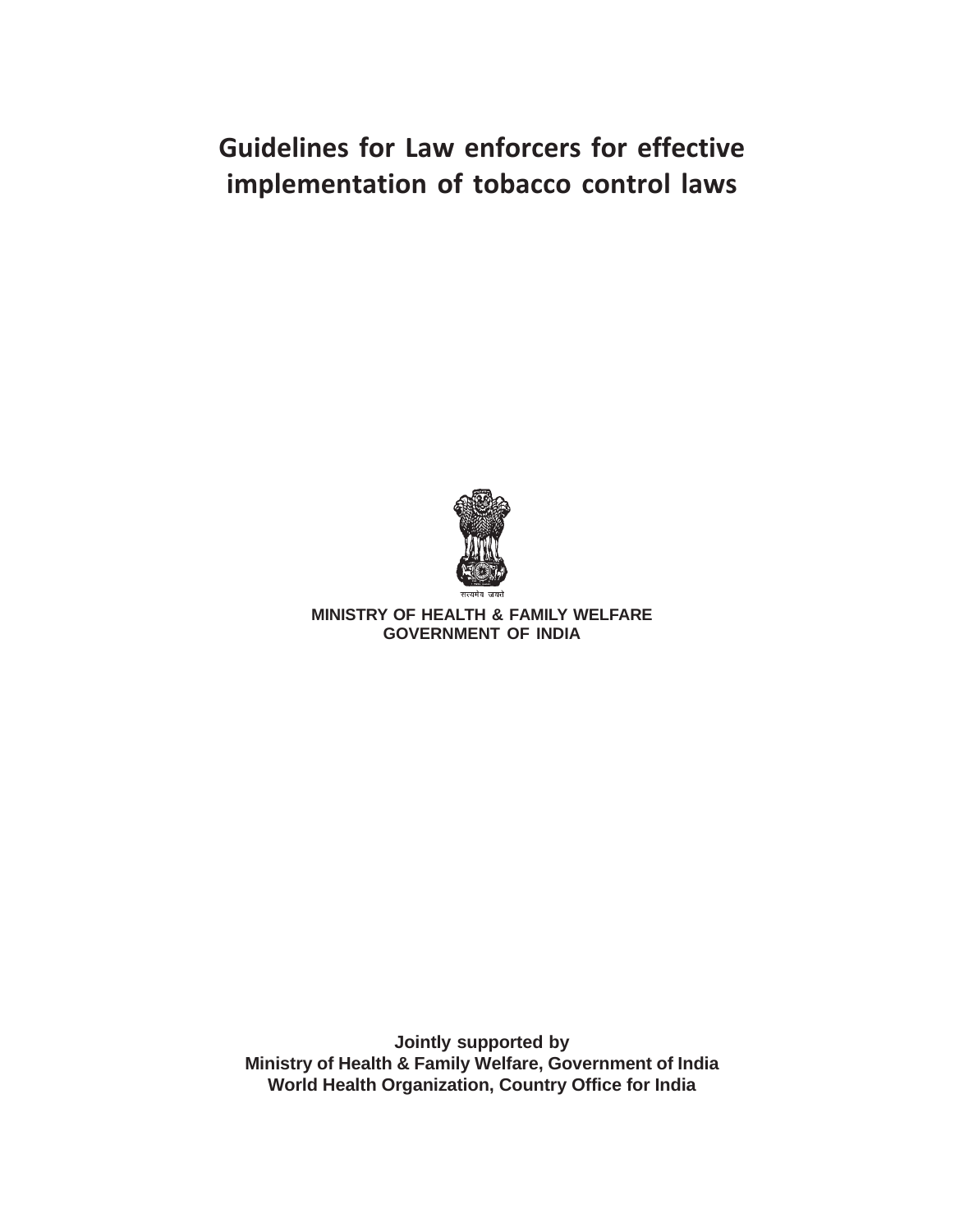# Guidelines for Law enforcers for effective implementation of tobacco control laws

सत्यमेव जयते

**MINISTRY OF HEALTH & FAMILY WELFARE**
**GOVERNMENT OF INDIA**

**Jointly supported by**
**Ministry of Health & Family Welfare, Government of India**
**World Health Organization, Country Office for India**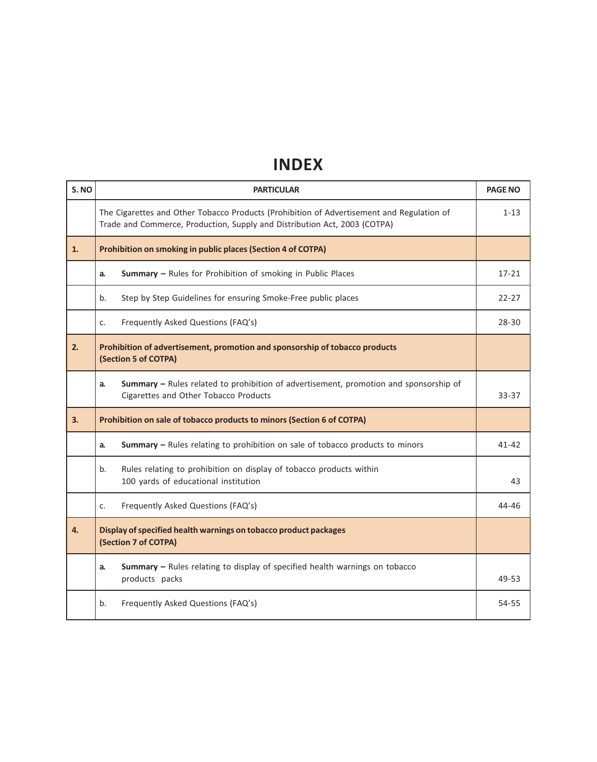# INDEX

| S. NO | PARTICULAR | PAGE NO |
|---|---|---|
| | The Cigarettes and Other Tobacco Products (Prohibition of Advertisement and Regulation of Trade and Commerce, Production, Supply and Distribution Act, 2003 (COTPA) | 1-13 |
| **1.** | **Prohibition on smoking in public places (Section 4 of COTPA)** | |
| | **a.** **Summary –** Rules for Prohibition of smoking in Public Places | 17-21 |
| | b. Step by Step Guidelines for ensuring Smoke-Free public places | 22-27 |
| | c. Frequently Asked Questions (FAQ's) | 28-30 |
| **2.** | **Prohibition of advertisement, promotion and sponsorship of tobacco products (Section 5 of COTPA)** | |
| | **a.** **Summary –** Rules related to prohibition of advertisement, promotion and sponsorship of Cigarettes and Other Tobacco Products | 33-37 |
| **3.** | **Prohibition on sale of tobacco products to minors (Section 6 of COTPA)** | |
| | **a.** **Summary –** Rules relating to prohibition on sale of tobacco products to minors | 41-42 |
| | b. Rules relating to prohibition on display of tobacco products within 100 yards of educational institution | 43 |
| | c. Frequently Asked Questions (FAQ's) | 44-46 |
| **4.** | **Display of specified health warnings on tobacco product packages (Section 7 of COTPA)** | |
| | **a.** **Summary –** Rules relating to display of specified health warnings on tobacco products packs | 49-53 |
| | b. Frequently Asked Questions (FAQ's) | 54-55 |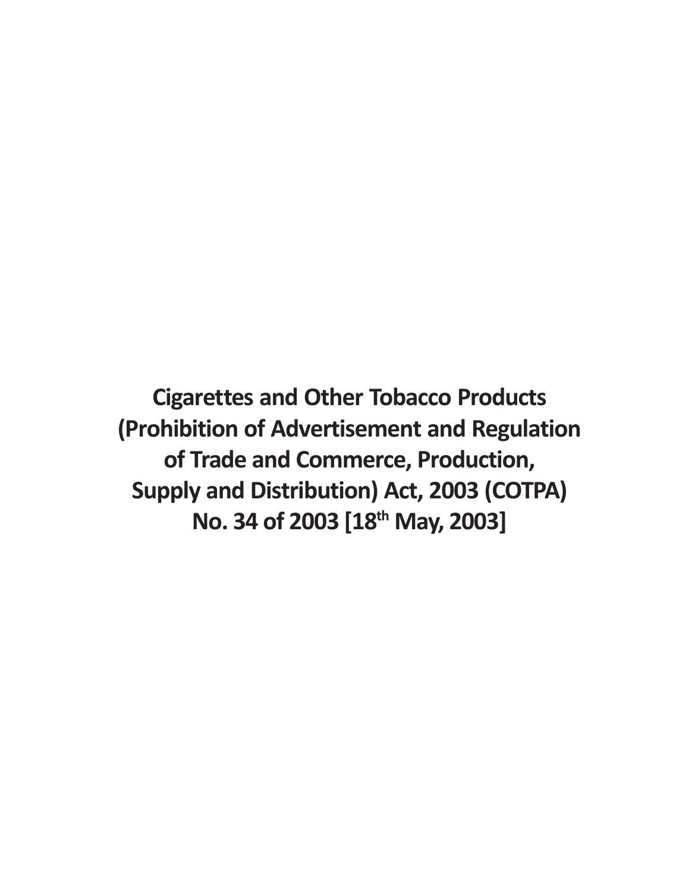# Cigarettes and Other Tobacco Products (Prohibition of Advertisement and Regulation of Trade and Commerce, Production, Supply and Distribution) Act, 2003 (COTPA) No. 34 of 2003 [18th May, 2003]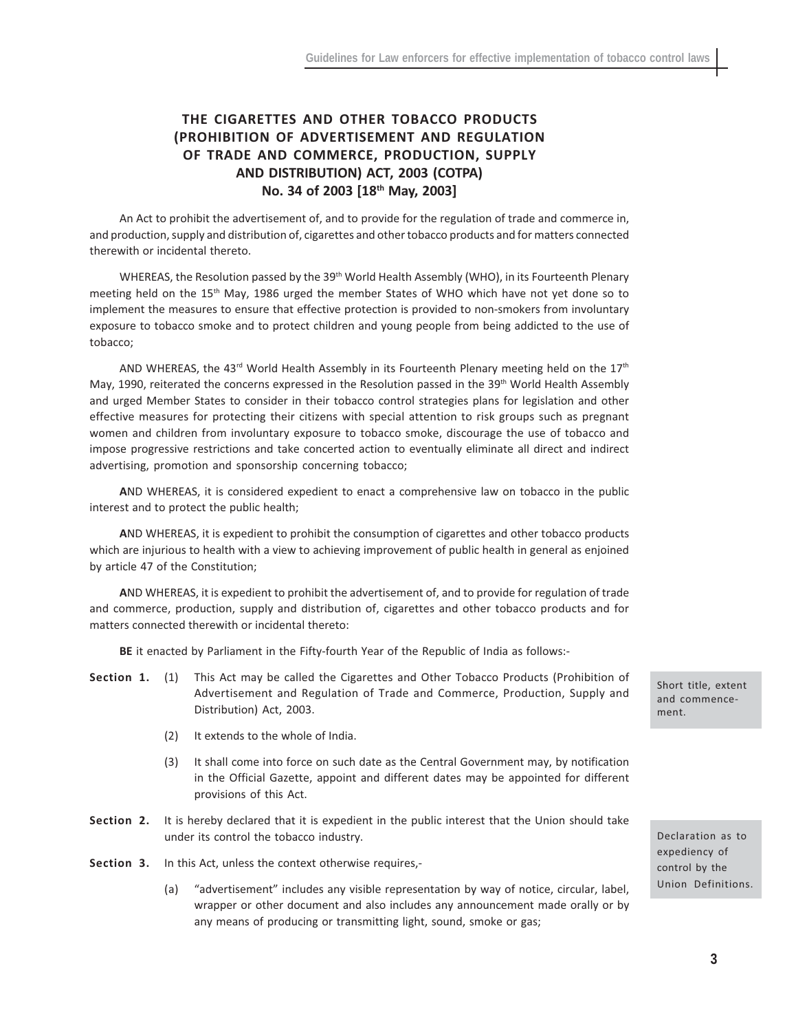## THE CIGARETTES AND OTHER TOBACCO PRODUCTS (PROHIBITION OF ADVERTISEMENT AND REGULATION OF TRADE AND COMMERCE, PRODUCTION, SUPPLY AND DISTRIBUTION) ACT, 2003 (COTPA)

### No. 34 of 2003 [18th May, 2003]

An Act to prohibit the advertisement of, and to provide for the regulation of trade and commerce in, and production, supply and distribution of, cigarettes and other tobacco products and for matters connected therewith or incidental thereto.

WHEREAS, the Resolution passed by the 39th World Health Assembly (WHO), in its Fourteenth Plenary meeting held on the 15th May, 1986 urged the member States of WHO which have not yet done so to implement the measures to ensure that effective protection is provided to non-smokers from involuntary exposure to tobacco smoke and to protect children and young people from being addicted to the use of tobacco;

AND WHEREAS, the 43rd World Health Assembly in its Fourteenth Plenary meeting held on the 17th May, 1990, reiterated the concerns expressed in the Resolution passed in the 39th World Health Assembly and urged Member States to consider in their tobacco control strategies plans for legislation and other effective measures for protecting their citizens with special attention to risk groups such as pregnant women and children from involuntary exposure to tobacco smoke, discourage the use of tobacco and impose progressive restrictions and take concerted action to eventually eliminate all direct and indirect advertising, promotion and sponsorship concerning tobacco;

**A**ND WHEREAS, it is considered expedient to enact a comprehensive law on tobacco in the public interest and to protect the public health;

**A**ND WHEREAS, it is expedient to prohibit the consumption of cigarettes and other tobacco products which are injurious to health with a view to achieving improvement of public health in general as enjoined by article 47 of the Constitution;

**A**ND WHEREAS, it is expedient to prohibit the advertisement of, and to provide for regulation of trade and commerce, production, supply and distribution of, cigarettes and other tobacco products and for matters connected therewith or incidental thereto:

**BE** it enacted by Parliament in the Fifty-fourth Year of the Republic of India as follows:-

**Section 1.** *Short title, extent and commencement.*

(1) This Act may be called the Cigarettes and Other Tobacco Products (Prohibition of Advertisement and Regulation of Trade and Commerce, Production, Supply and Distribution) Act, 2003.

(2) It extends to the whole of India.

(3) It shall come into force on such date as the Central Government may, by notification in the Official Gazette, appoint and different dates may be appointed for different provisions of this Act.

**Section 2.** *Declaration as to expediency of control by the Union.* It is hereby declared that it is expedient in the public interest that the Union should take under its control the tobacco industry.

**Section 3.** *Definitions.* In this Act, unless the context otherwise requires,-

(a) "advertisement" includes any visible representation by way of notice, circular, label, wrapper or other document and also includes any announcement made orally or by any means of producing or transmitting light, sound, smoke or gas;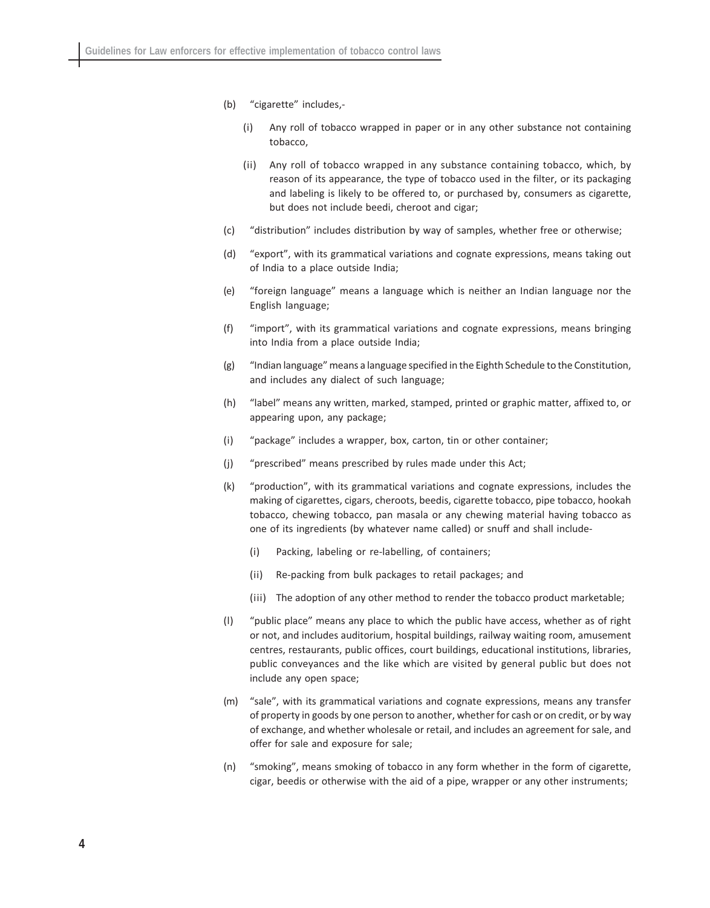(b) "cigarette" includes,-

   (i) Any roll of tobacco wrapped in paper or in any other substance not containing tobacco,

   (ii) Any roll of tobacco wrapped in any substance containing tobacco, which, by reason of its appearance, the type of tobacco used in the filter, or its packaging and labeling is likely to be offered to, or purchased by, consumers as cigarette, but does not include beedi, cheroot and cigar;

(c) "distribution" includes distribution by way of samples, whether free or otherwise;

(d) "export", with its grammatical variations and cognate expressions, means taking out of India to a place outside India;

(e) "foreign language" means a language which is neither an Indian language nor the English language;

(f) "import", with its grammatical variations and cognate expressions, means bringing into India from a place outside India;

(g) "Indian language" means a language specified in the Eighth Schedule to the Constitution, and includes any dialect of such language;

(h) "label" means any written, marked, stamped, printed or graphic matter, affixed to, or appearing upon, any package;

(i) "package" includes a wrapper, box, carton, tin or other container;

(j) "prescribed" means prescribed by rules made under this Act;

(k) "production", with its grammatical variations and cognate expressions, includes the making of cigarettes, cigars, cheroots, beedis, cigarette tobacco, pipe tobacco, hookah tobacco, chewing tobacco, pan masala or any chewing material having tobacco as one of its ingredients (by whatever name called) or snuff and shall include-

   (i) Packing, labeling or re-labelling, of containers;

   (ii) Re-packing from bulk packages to retail packages; and

   (iii) The adoption of any other method to render the tobacco product marketable;

(l) "public place" means any place to which the public have access, whether as of right or not, and includes auditorium, hospital buildings, railway waiting room, amusement centres, restaurants, public offices, court buildings, educational institutions, libraries, public conveyances and the like which are visited by general public but does not include any open space;

(m) "sale", with its grammatical variations and cognate expressions, means any transfer of property in goods by one person to another, whether for cash or on credit, or by way of exchange, and whether wholesale or retail, and includes an agreement for sale, and offer for sale and exposure for sale;

(n) "smoking", means smoking of tobacco in any form whether in the form of cigarette, cigar, beedis or otherwise with the aid of a pipe, wrapper or any other instruments;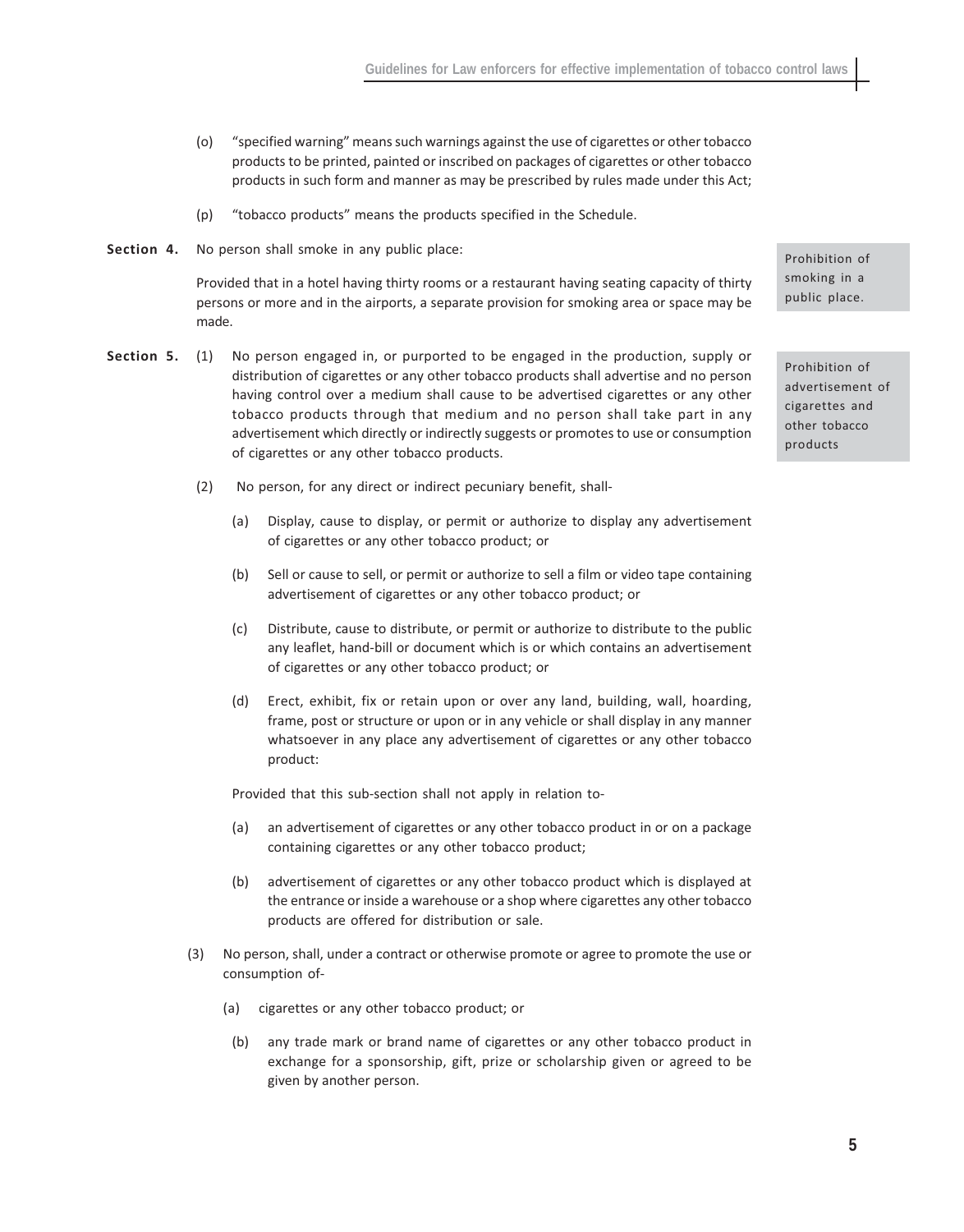(o) "specified warning" means such warnings against the use of cigarettes or other tobacco products to be printed, painted or inscribed on packages of cigarettes or other tobacco products in such form and manner as may be prescribed by rules made under this Act;

(p) "tobacco products" means the products specified in the Schedule.

**Section 4.** No person shall smoke in any public place:

*Prohibition of smoking in a public place.*

Provided that in a hotel having thirty rooms or a restaurant having seating capacity of thirty persons or more and in the airports, a separate provision for smoking area or space may be made.

**Section 5.** (1) No person engaged in, or purported to be engaged in the production, supply or distribution of cigarettes or any other tobacco products shall advertise and no person having control over a medium shall cause to be advertised cigarettes or any other tobacco products through that medium and no person shall take part in any advertisement which directly or indirectly suggests or promotes to use or consumption of cigarettes or any other tobacco products.

*Prohibition of advertisement of cigarettes and other tobacco products*

(2) No person, for any direct or indirect pecuniary benefit, shall-

(a) Display, cause to display, or permit or authorize to display any advertisement of cigarettes or any other tobacco product; or

(b) Sell or cause to sell, or permit or authorize to sell a film or video tape containing advertisement of cigarettes or any other tobacco product; or

(c) Distribute, cause to distribute, or permit or authorize to distribute to the public any leaflet, hand-bill or document which is or which contains an advertisement of cigarettes or any other tobacco product; or

(d) Erect, exhibit, fix or retain upon or over any land, building, wall, hoarding, frame, post or structure or upon or in any vehicle or shall display in any manner whatsoever in any place any advertisement of cigarettes or any other tobacco product:

Provided that this sub-section shall not apply in relation to-

(a) an advertisement of cigarettes or any other tobacco product in or on a package containing cigarettes or any other tobacco product;

(b) advertisement of cigarettes or any other tobacco product which is displayed at the entrance or inside a warehouse or a shop where cigarettes any other tobacco products are offered for distribution or sale.

(3) No person, shall, under a contract or otherwise promote or agree to promote the use or consumption of-

(a) cigarettes or any other tobacco product; or

(b) any trade mark or brand name of cigarettes or any other tobacco product in exchange for a sponsorship, gift, prize or scholarship given or agreed to be given by another person.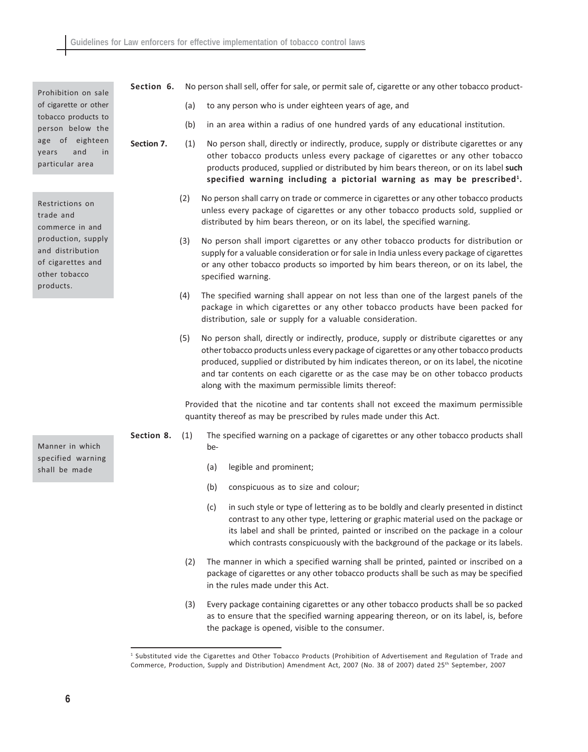**Prohibition on sale of cigarette or other tobacco products to person below the age of eighteen years and in particular area**

**Section 6.** No person shall sell, offer for sale, or permit sale of, cigarette or any other tobacco product-

(a) to any person who is under eighteen years of age, and

(b) in an area within a radius of one hundred yards of any educational institution.

**Restrictions on trade and commerce in and production, supply and distribution of cigarettes and other tobacco products.**

**Section 7.** (1) No person shall, directly or indirectly, produce, supply or distribute cigarettes or any other tobacco products unless every package of cigarettes or any other tobacco products produced, supplied or distributed by him bears thereon, or on its label **such specified warning including a pictorial warning as may be prescribed**[1]**.**

(2) No person shall carry on trade or commerce in cigarettes or any other tobacco products unless every package of cigarettes or any other tobacco products sold, supplied or distributed by him bears thereon, or on its label, the specified warning.

(3) No person shall import cigarettes or any other tobacco products for distribution or supply for a valuable consideration or for sale in India unless every package of cigarettes or any other tobacco products so imported by him bears thereon, or on its label, the specified warning.

(4) The specified warning shall appear on not less than one of the largest panels of the package in which cigarettes or any other tobacco products have been packed for distribution, sale or supply for a valuable consideration.

(5) No person shall, directly or indirectly, produce, supply or distribute cigarettes or any other tobacco products unless every package of cigarettes or any other tobacco products produced, supplied or distributed by him indicates thereon, or on its label, the nicotine and tar contents on each cigarette or as the case may be on other tobacco products along with the maximum permissible limits thereof:

Provided that the nicotine and tar contents shall not exceed the maximum permissible quantity thereof as may be prescribed by rules made under this Act.

**Manner in which specified warning shall be made**

**Section 8.** (1) The specified warning on a package of cigarettes or any other tobacco products shall be-

(a) legible and prominent;

(b) conspicuous as to size and colour;

(c) in such style or type of lettering as to be boldly and clearly presented in distinct contrast to any other type, lettering or graphic material used on the package or its label and shall be printed, painted or inscribed on the package in a colour which contrasts conspicuously with the background of the package or its labels.

(2) The manner in which a specified warning shall be printed, painted or inscribed on a package of cigarettes or any other tobacco products shall be such as may be specified in the rules made under this Act.

(3) Every package containing cigarettes or any other tobacco products shall be so packed as to ensure that the specified warning appearing thereon, or on its label, is, before the package is opened, visible to the consumer.

---

[1] Substituted vide the Cigarettes and Other Tobacco Products (Prohibition of Advertisement and Regulation of Trade and Commerce, Production, Supply and Distribution) Amendment Act, 2007 (No. 38 of 2007) dated 25th September, 2007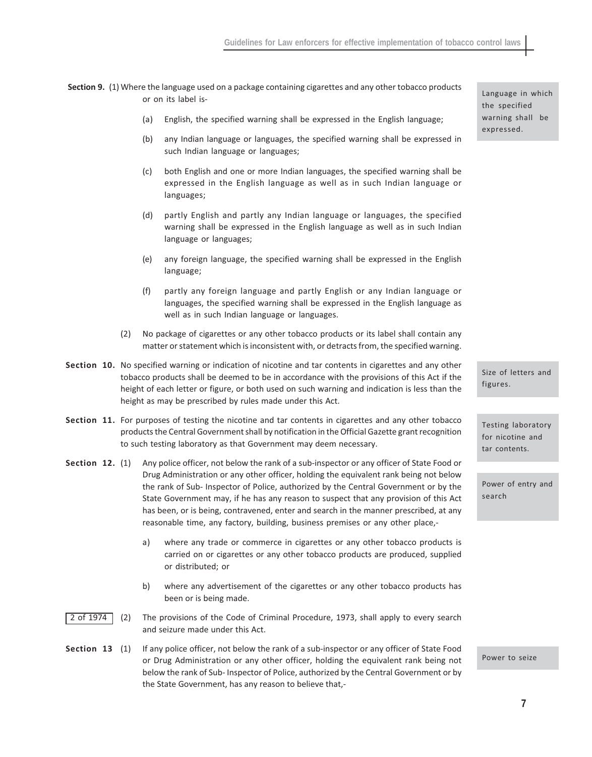**Section 9.** (1) Where the language used on a package containing cigarettes and any other tobacco products or on its label is-

Language in which the specified warning shall be expressed.

(a) English, the specified warning shall be expressed in the English language;

(b) any Indian language or languages, the specified warning shall be expressed in such Indian language or languages;

(c) both English and one or more Indian languages, the specified warning shall be expressed in the English language as well as in such Indian language or languages;

(d) partly English and partly any Indian language or languages, the specified warning shall be expressed in the English language as well as in such Indian language or languages;

(e) any foreign language, the specified warning shall be expressed in the English language;

(f) partly any foreign language and partly English or any Indian language or languages, the specified warning shall be expressed in the English language as well as in such Indian language or languages.

(2) No package of cigarettes or any other tobacco products or its label shall contain any matter or statement which is inconsistent with, or detracts from, the specified warning.

**Section 10.** No specified warning or indication of nicotine and tar contents in cigarettes and any other tobacco products shall be deemed to be in accordance with the provisions of this Act if the height of each letter or figure, or both used on such warning and indication is less than the height as may be prescribed by rules made under this Act.

Size of letters and figures.

**Section 11.** For purposes of testing the nicotine and tar contents in cigarettes and any other tobacco products the Central Government shall by notification in the Official Gazette grant recognition to such testing laboratory as that Government may deem necessary.

Testing laboratory for nicotine and tar contents.

**Section 12.** (1) Any police officer, not below the rank of a sub-inspector or any officer of State Food or Drug Administration or any other officer, holding the equivalent rank being not below the rank of Sub- Inspector of Police, authorized by the Central Government or by the State Government may, if he has any reason to suspect that any provision of this Act has been, or is being, contravened, enter and search in the manner prescribed, at any reasonable time, any factory, building, business premises or any other place,-

Power of entry and search

a) where any trade or commerce in cigarettes or any other tobacco products is carried on or cigarettes or any other tobacco products are produced, supplied or distributed; or

b) where any advertisement of the cigarettes or any other tobacco products has been or is being made.

2 of 1974 (2) The provisions of the Code of Criminal Procedure, 1973, shall apply to every search and seizure made under this Act.

**Section 13** (1) If any police officer, not below the rank of a sub-inspector or any officer of State Food or Drug Administration or any other officer, holding the equivalent rank being not below the rank of Sub- Inspector of Police, authorized by the Central Government or by the State Government, has any reason to believe that,-

Power to seize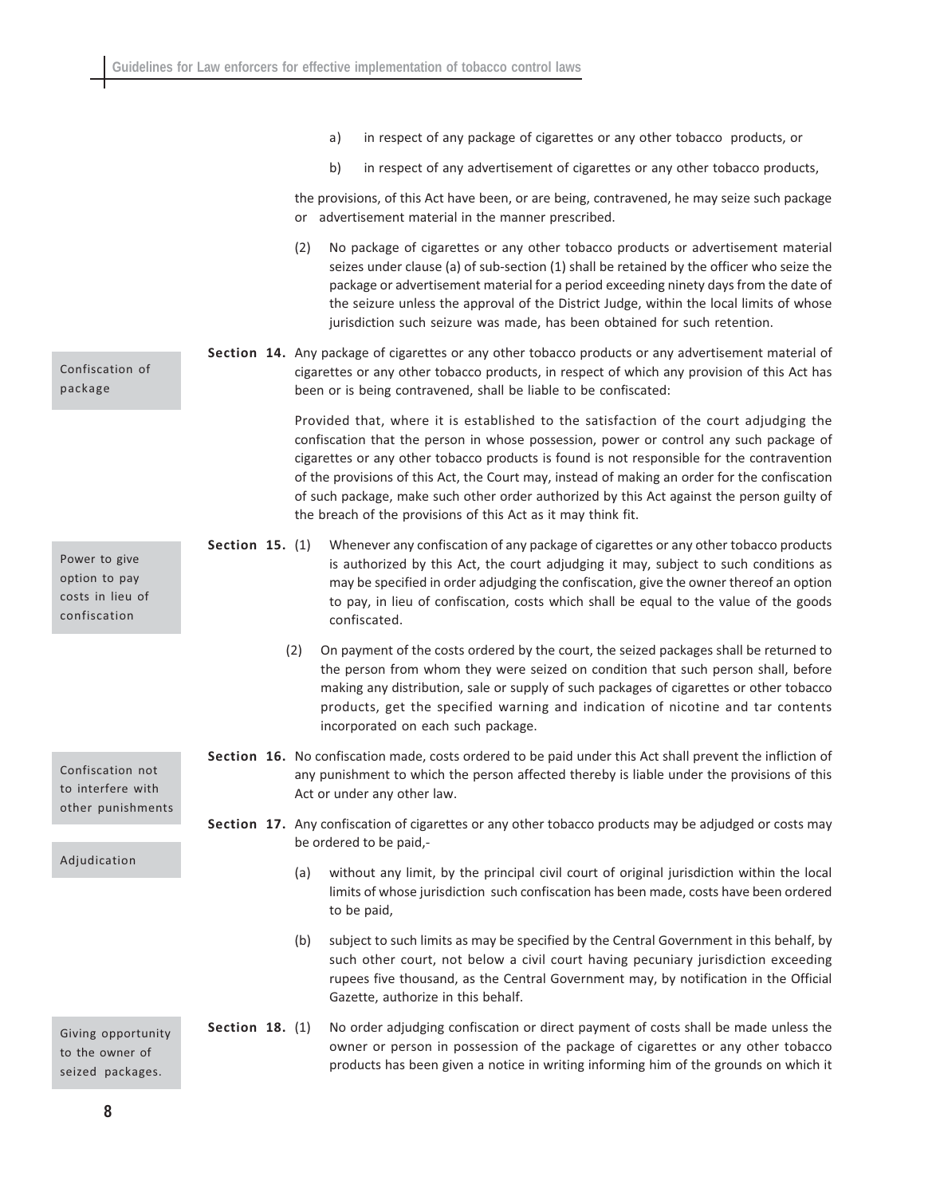a) in respect of any package of cigarettes or any other tobacco products, or

b) in respect of any advertisement of cigarettes or any other tobacco products,

the provisions, of this Act have been, or are being, contravened, he may seize such package or advertisement material in the manner prescribed.

(2) No package of cigarettes or any other tobacco products or advertisement material seizes under clause (a) of sub-section (1) shall be retained by the officer who seize the package or advertisement material for a period exceeding ninety days from the date of the seizure unless the approval of the District Judge, within the local limits of whose jurisdiction such seizure was made, has been obtained for such retention.

**Confiscation of package**

**Section 14.** Any package of cigarettes or any other tobacco products or any advertisement material of cigarettes or any other tobacco products, in respect of which any provision of this Act has been or is being contravened, shall be liable to be confiscated:

Provided that, where it is established to the satisfaction of the court adjudging the confiscation that the person in whose possession, power or control any such package of cigarettes or any other tobacco products is found is not responsible for the contravention of the provisions of this Act, the Court may, instead of making an order for the confiscation of such package, make such other order authorized by this Act against the person guilty of the breach of the provisions of this Act as it may think fit.

**Power to give option to pay costs in lieu of confiscation**

**Section 15.** (1) Whenever any confiscation of any package of cigarettes or any other tobacco products is authorized by this Act, the court adjudging it may, subject to such conditions as may be specified in order adjudging the confiscation, give the owner thereof an option to pay, in lieu of confiscation, costs which shall be equal to the value of the goods confiscated.

(2) On payment of the costs ordered by the court, the seized packages shall be returned to the person from whom they were seized on condition that such person shall, before making any distribution, sale or supply of such packages of cigarettes or other tobacco products, get the specified warning and indication of nicotine and tar contents incorporated on each such package.

**Confiscation not to interfere with other punishments**

**Section 16.** No confiscation made, costs ordered to be paid under this Act shall prevent the infliction of any punishment to which the person affected thereby is liable under the provisions of this Act or under any other law.

**Adjudication**

**Section 17.** Any confiscation of cigarettes or any other tobacco products may be adjudged or costs may be ordered to be paid,-

(a) without any limit, by the principal civil court of original jurisdiction within the local limits of whose jurisdiction such confiscation has been made, costs have been ordered to be paid,

(b) subject to such limits as may be specified by the Central Government in this behalf, by such other court, not below a civil court having pecuniary jurisdiction exceeding rupees five thousand, as the Central Government may, by notification in the Official Gazette, authorize in this behalf.

**Giving opportunity to the owner of seized packages.**

**Section 18.** (1) No order adjudging confiscation or direct payment of costs shall be made unless the owner or person in possession of the package of cigarettes or any other tobacco products has been given a notice in writing informing him of the grounds on which it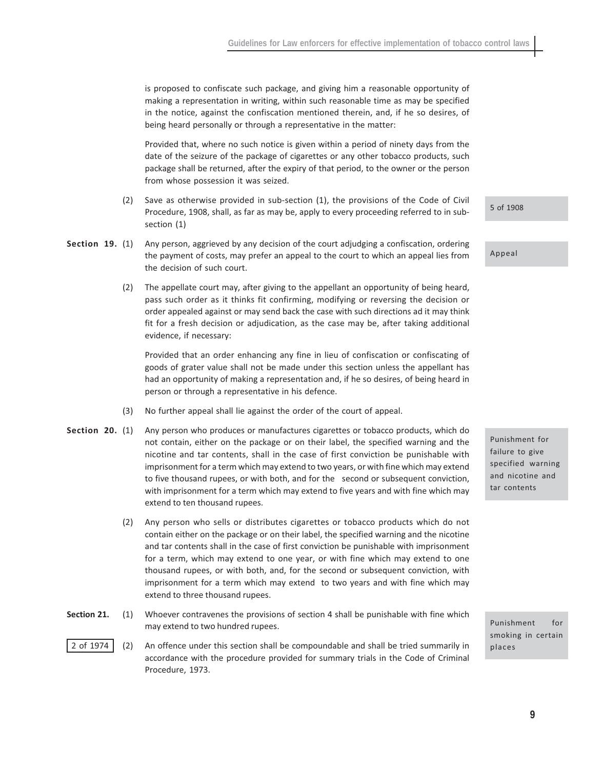is proposed to confiscate such package, and giving him a reasonable opportunity of making a representation in writing, within such reasonable time as may be specified in the notice, against the confiscation mentioned therein, and, if he so desires, of being heard personally or through a representative in the matter:

Provided that, where no such notice is given within a period of ninety days from the date of the seizure of the package of cigarettes or any other tobacco products, such package shall be returned, after the expiry of that period, to the owner or the person from whose possession it was seized.

(2) Save as otherwise provided in sub-section (1), the provisions of the Code of Civil Procedure, 1908, shall, as far as may be, apply to every proceeding referred to in sub-section (1)

5 of 1908

**Section 19.** (1) Any person, aggrieved by any decision of the court adjudging a confiscation, ordering the payment of costs, may prefer an appeal to the court to which an appeal lies from the decision of such court.

Appeal

(2) The appellate court may, after giving to the appellant an opportunity of being heard, pass such order as it thinks fit confirming, modifying or reversing the decision or order appealed against or may send back the case with such directions ad it may think fit for a fresh decision or adjudication, as the case may be, after taking additional evidence, if necessary:

Provided that an order enhancing any fine in lieu of confiscation or confiscating of goods of grater value shall not be made under this section unless the appellant has had an opportunity of making a representation and, if he so desires, of being heard in person or through a representative in his defence.

(3) No further appeal shall lie against the order of the court of appeal.

**Section 20.** (1) Any person who produces or manufactures cigarettes or tobacco products, which do not contain, either on the package or on their label, the specified warning and the nicotine and tar contents, shall in the case of first conviction be punishable with imprisonment for a term which may extend to two years, or with fine which may extend to five thousand rupees, or with both, and for the second or subsequent conviction, with imprisonment for a term which may extend to five years and with fine which may extend to ten thousand rupees.

Punishment for failure to give specified warning and nicotine and tar contents

(2) Any person who sells or distributes cigarettes or tobacco products which do not contain either on the package or on their label, the specified warning and the nicotine and tar contents shall in the case of first conviction be punishable with imprisonment for a term, which may extend to one year, or with fine which may extend to one thousand rupees, or with both, and, for the second or subsequent conviction, with imprisonment for a term which may extend to two years and with fine which may extend to three thousand rupees.

**Section 21.** (1) Whoever contravenes the provisions of section 4 shall be punishable with fine which may extend to two hundred rupees.

Punishment for smoking in certain places

2 of 1974

(2) An offence under this section shall be compoundable and shall be tried summarily in accordance with the procedure provided for summary trials in the Code of Criminal Procedure, 1973.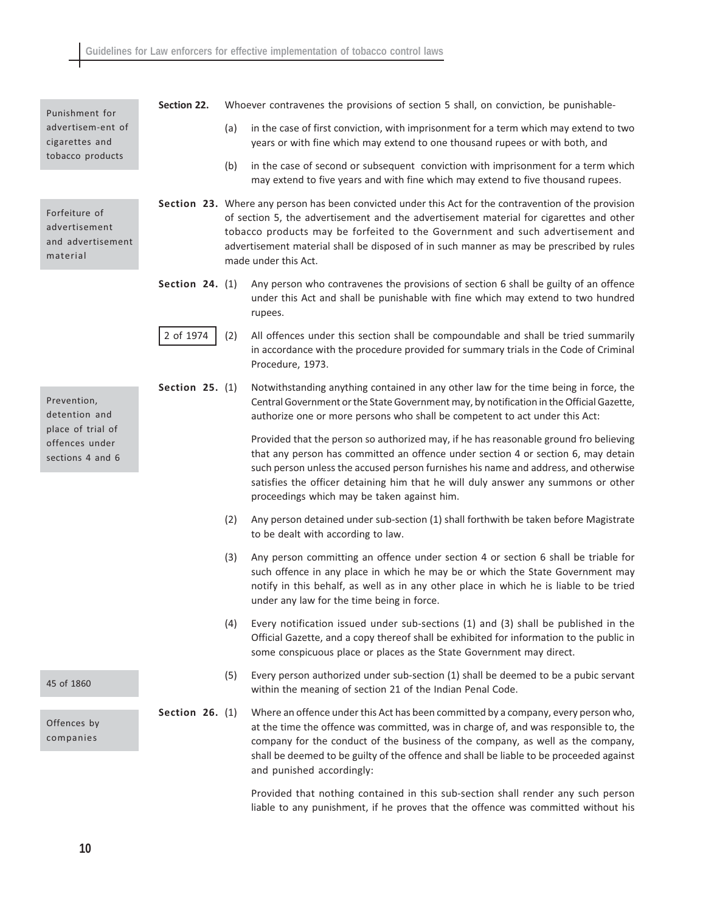**Punishment for advertisem-ent of cigarettes and tobacco products**

**Section 22.** Whoever contravenes the provisions of section 5 shall, on conviction, be punishable-

(a) in the case of first conviction, with imprisonment for a term which may extend to two years or with fine which may extend to one thousand rupees or with both, and

(b) in the case of second or subsequent conviction with imprisonment for a term which may extend to five years and with fine which may extend to five thousand rupees.

**Forfeiture of advertisement and advertisement material**

**Section 23.** Where any person has been convicted under this Act for the contravention of the provision of section 5, the advertisement and the advertisement material for cigarettes and other tobacco products may be forfeited to the Government and such advertisement and advertisement material shall be disposed of in such manner as may be prescribed by rules made under this Act.

**Section 24.** (1) Any person who contravenes the provisions of section 6 shall be guilty of an offence under this Act and shall be punishable with fine which may extend to two hundred rupees.

2 of 1974

(2) All offences under this section shall be compoundable and shall be tried summarily in accordance with the procedure provided for summary trials in the Code of Criminal Procedure, 1973.

**Prevention, detention and place of trial of offences under sections 4 and 6**

**Section 25.** (1) Notwithstanding anything contained in any other law for the time being in force, the Central Government or the State Government may, by notification in the Official Gazette, authorize one or more persons who shall be competent to act under this Act:

Provided that the person so authorized may, if he has reasonable ground fro believing that any person has committed an offence under section 4 or section 6, may detain such person unless the accused person furnishes his name and address, and otherwise satisfies the officer detaining him that he will duly answer any summons or other proceedings which may be taken against him.

(2) Any person detained under sub-section (1) shall forthwith be taken before Magistrate to be dealt with according to law.

(3) Any person committing an offence under section 4 or section 6 shall be triable for such offence in any place in which he may be or which the State Government may notify in this behalf, as well as in any other place in which he is liable to be tried under any law for the time being in force.

(4) Every notification issued under sub-sections (1) and (3) shall be published in the Official Gazette, and a copy thereof shall be exhibited for information to the public in some conspicuous place or places as the State Government may direct.

45 of 1860

(5) Every person authorized under sub-section (1) shall be deemed to be a pubic servant within the meaning of section 21 of the Indian Penal Code.

**Offences by companies**

**Section 26.** (1) Where an offence under this Act has been committed by a company, every person who, at the time the offence was committed, was in charge of, and was responsible to, the company for the conduct of the business of the company, as well as the company, shall be deemed to be guilty of the offence and shall be liable to be proceeded against and punished accordingly:

Provided that nothing contained in this sub-section shall render any such person liable to any punishment, if he proves that the offence was committed without his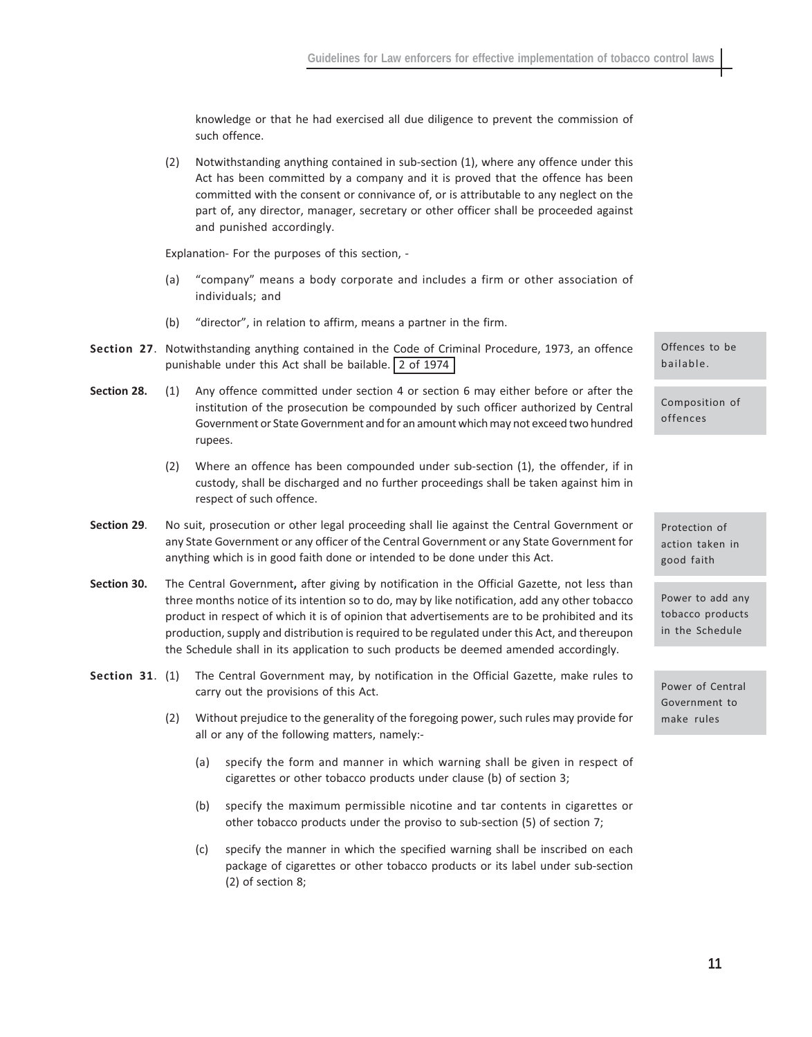knowledge or that he had exercised all due diligence to prevent the commission of such offence.

(2) Notwithstanding anything contained in sub-section (1), where any offence under this Act has been committed by a company and it is proved that the offence has been committed with the consent or connivance of, or is attributable to any neglect on the part of, any director, manager, secretary or other officer shall be proceeded against and punished accordingly.

Explanation- For the purposes of this section, -

(a) "company" means a body corporate and includes a firm or other association of individuals; and

(b) "director", in relation to affirm, means a partner in the firm.

**Section 27**. Notwithstanding anything contained in the Code of Criminal Procedure, 1973, an offence punishable under this Act shall be bailable. 2 of 1974

*Offences to be bailable.*

**Section 28.** (1) Any offence committed under section 4 or section 6 may either before or after the institution of the prosecution be compounded by such officer authorized by Central Government or State Government and for an amount which may not exceed two hundred rupees.

*Composition of offences*

(2) Where an offence has been compounded under sub-section (1), the offender, if in custody, shall be discharged and no further proceedings shall be taken against him in respect of such offence.

**Section 29**. No suit, prosecution or other legal proceeding shall lie against the Central Government or any State Government or any officer of the Central Government or any State Government for anything which is in good faith done or intended to be done under this Act.

*Protection of action taken in good faith*

**Section 30.** The Central Government, after giving by notification in the Official Gazette, not less than three months notice of its intention so to do, may by like notification, add any other tobacco product in respect of which it is of opinion that advertisements are to be prohibited and its production, supply and distribution is required to be regulated under this Act, and thereupon the Schedule shall in its application to such products be deemed amended accordingly.

*Power to add any tobacco products in the Schedule*

**Section 31**. (1) The Central Government may, by notification in the Official Gazette, make rules to carry out the provisions of this Act.

*Power of Central Government to make rules*

(2) Without prejudice to the generality of the foregoing power, such rules may provide for all or any of the following matters, namely:-

(a) specify the form and manner in which warning shall be given in respect of cigarettes or other tobacco products under clause (b) of section 3;

(b) specify the maximum permissible nicotine and tar contents in cigarettes or other tobacco products under the proviso to sub-section (5) of section 7;

(c) specify the manner in which the specified warning shall be inscribed on each package of cigarettes or other tobacco products or its label under sub-section (2) of section 8;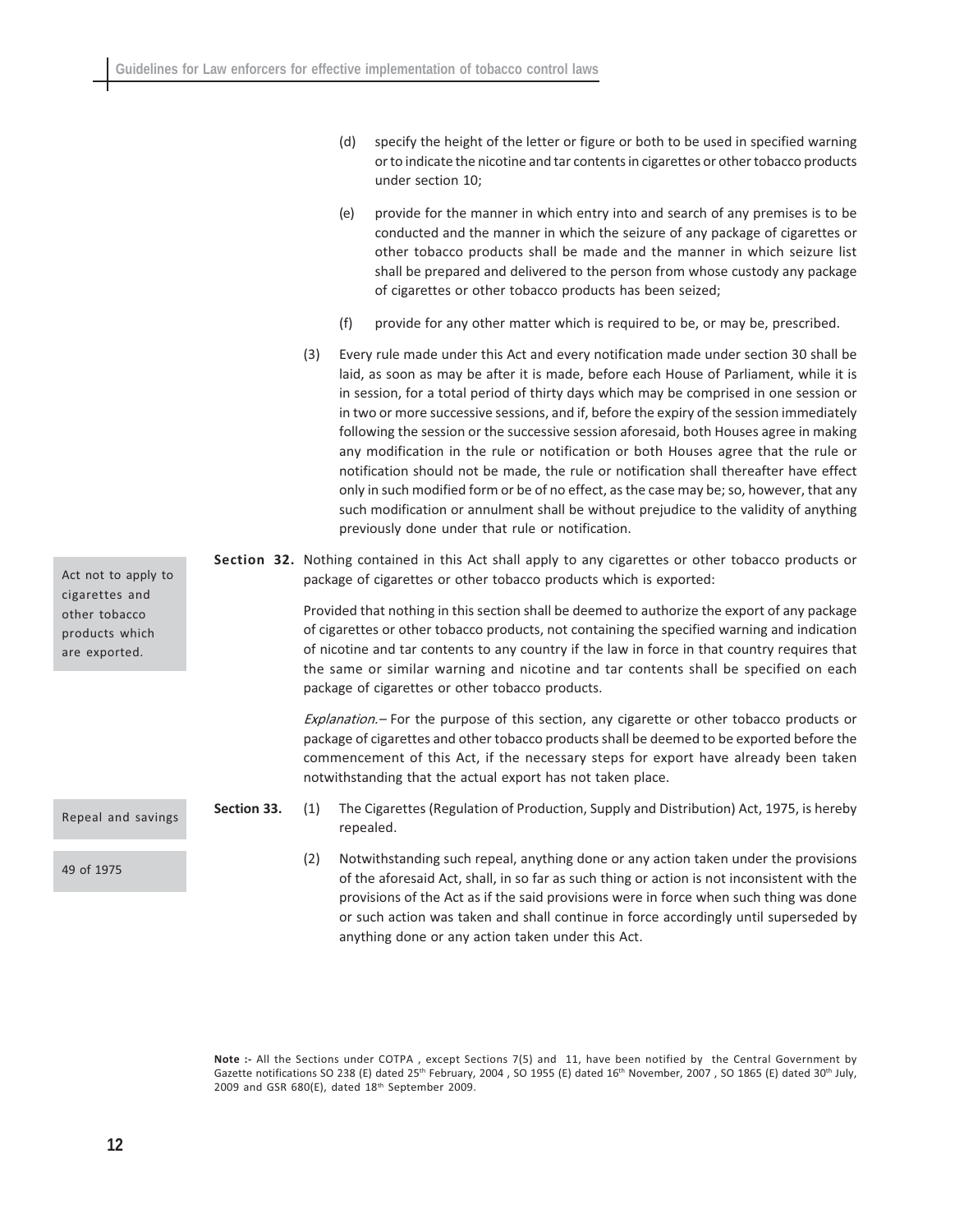(d) specify the height of the letter or figure or both to be used in specified warning or to indicate the nicotine and tar contents in cigarettes or other tobacco products under section 10;

(e) provide for the manner in which entry into and search of any premises is to be conducted and the manner in which the seizure of any package of cigarettes or other tobacco products shall be made and the manner in which seizure list shall be prepared and delivered to the person from whose custody any package of cigarettes or other tobacco products has been seized;

(f) provide for any other matter which is required to be, or may be, prescribed.

(3) Every rule made under this Act and every notification made under section 30 shall be laid, as soon as may be after it is made, before each House of Parliament, while it is in session, for a total period of thirty days which may be comprised in one session or in two or more successive sessions, and if, before the expiry of the session immediately following the session or the successive session aforesaid, both Houses agree in making any modification in the rule or notification or both Houses agree that the rule or notification should not be made, the rule or notification shall thereafter have effect only in such modified form or be of no effect, as the case may be; so, however, that any such modification or annulment shall be without prejudice to the validity of anything previously done under that rule or notification.

*Act not to apply to cigarettes and other tobacco products which are exported.*

**Section 32.** Nothing contained in this Act shall apply to any cigarettes or other tobacco products or package of cigarettes or other tobacco products which is exported:

Provided that nothing in this section shall be deemed to authorize the export of any package of cigarettes or other tobacco products, not containing the specified warning and indication of nicotine and tar contents to any country if the law in force in that country requires that the same or similar warning and nicotine and tar contents shall be specified on each package of cigarettes or other tobacco products.

*Explanation.–* For the purpose of this section, any cigarette or other tobacco products or package of cigarettes and other tobacco products shall be deemed to be exported before the commencement of this Act, if the necessary steps for export have already been taken notwithstanding that the actual export has not taken place.

*Repeal and savings*

*49 of 1975*

**Section 33.** (1) The Cigarettes (Regulation of Production, Supply and Distribution) Act, 1975, is hereby repealed.

(2) Notwithstanding such repeal, anything done or any action taken under the provisions of the aforesaid Act, shall, in so far as such thing or action is not inconsistent with the provisions of the Act as if the said provisions were in force when such thing was done or such action was taken and shall continue in force accordingly until superseded by anything done or any action taken under this Act.

**Note :-** All the Sections under COTPA , except Sections 7(5) and 11, have been notified by the Central Government by Gazette notifications SO 238 (E) dated 25th February, 2004 , SO 1955 (E) dated 16th November, 2007 , SO 1865 (E) dated 30th July, 2009 and GSR 680(E), dated 18th September 2009.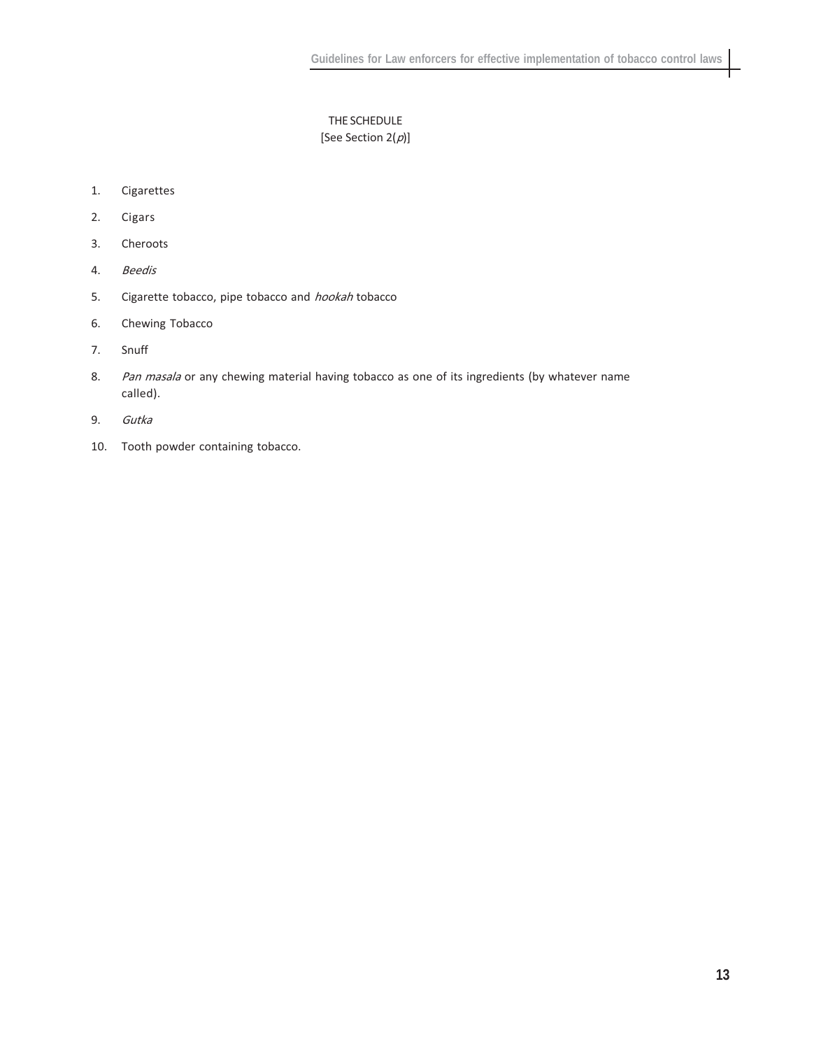# THE SCHEDULE

[See Section 2(*p*)]

1. Cigarettes
2. Cigars
3. Cheroots
4. *Beedis*
5. Cigarette tobacco, pipe tobacco and *hookah* tobacco
6. Chewing Tobacco
7. Snuff
8. *Pan masala* or any chewing material having tobacco as one of its ingredients (by whatever name called).
9. *Gutka*
10. Tooth powder containing tobacco.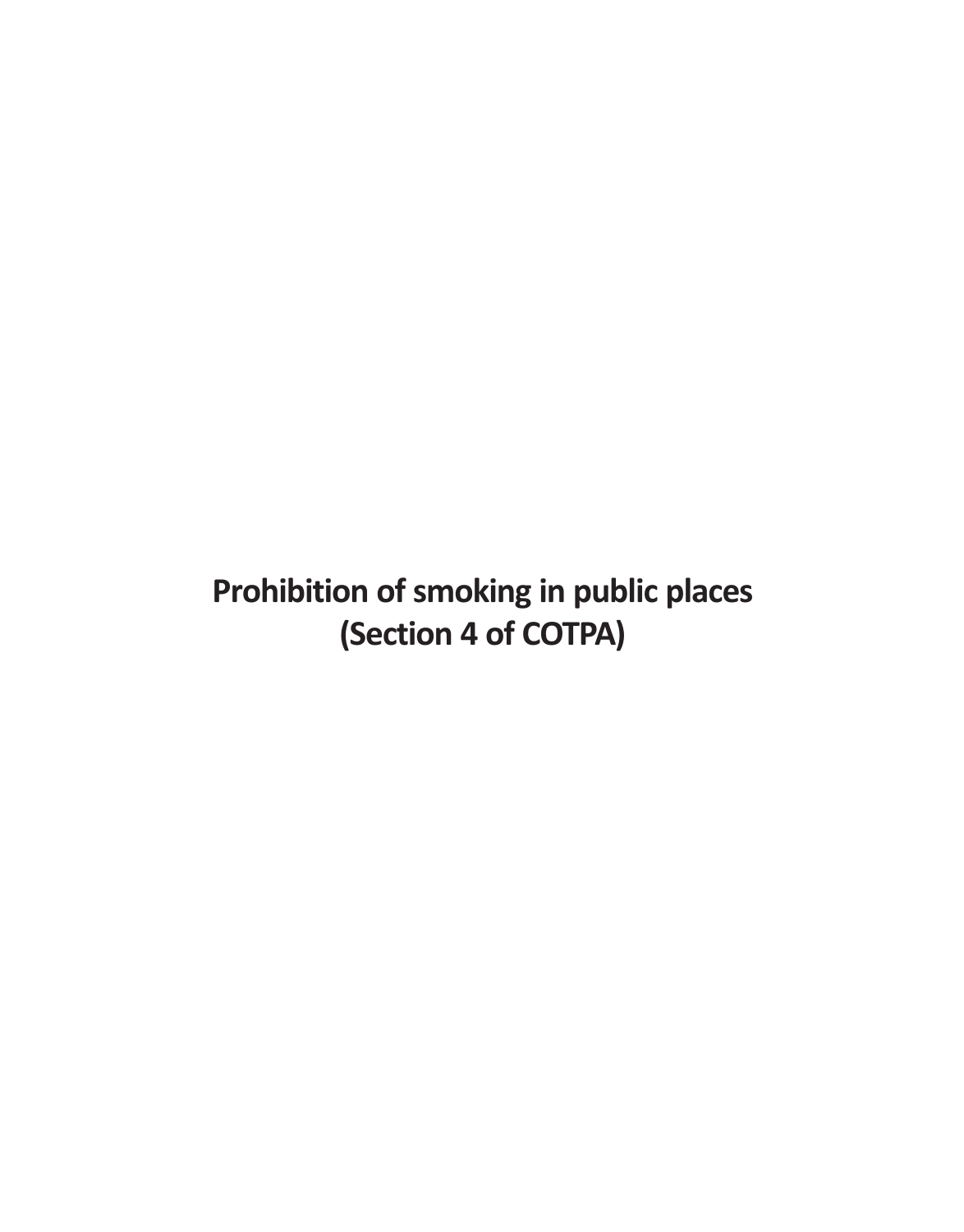# Prohibition of smoking in public places (Section 4 of COTPA)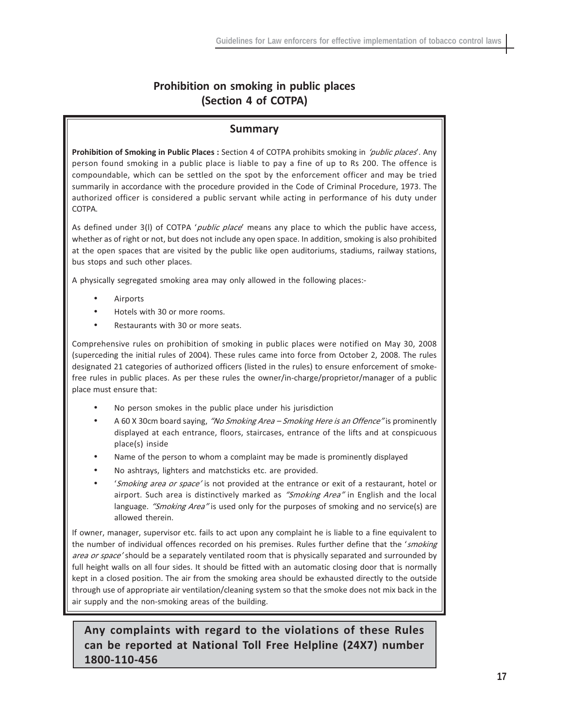# Prohibition on smoking in public places (Section 4 of COTPA)

## Summary

**Prohibition of Smoking in Public Places :** Section 4 of COTPA prohibits smoking in *'public places'*. Any person found smoking in a public place is liable to pay a fine of up to Rs 200. The offence is compoundable, which can be settled on the spot by the enforcement officer and may be tried summarily in accordance with the procedure provided in the Code of Criminal Procedure, 1973. The authorized officer is considered a public servant while acting in performance of his duty under COTPA.

As defined under 3(l) of COTPA '*public place*' means any place to which the public have access, whether as of right or not, but does not include any open space. In addition, smoking is also prohibited at the open spaces that are visited by the public like open auditoriums, stadiums, railway stations, bus stops and such other places.

A physically segregated smoking area may only allowed in the following places:-

- Airports
- Hotels with 30 or more rooms.
- Restaurants with 30 or more seats.

Comprehensive rules on prohibition of smoking in public places were notified on May 30, 2008 (superceding the initial rules of 2004). These rules came into force from October 2, 2008. The rules designated 21 categories of authorized officers (listed in the rules) to ensure enforcement of smoke-free rules in public places. As per these rules the owner/in-charge/proprietor/manager of a public place must ensure that:

- No person smokes in the public place under his jurisdiction
- A 60 X 30cm board saying, *"No Smoking Area – Smoking Here is an Offence"* is prominently displayed at each entrance, floors, staircases, entrance of the lifts and at conspicuous place(s) inside
- Name of the person to whom a complaint may be made is prominently displayed
- No ashtrays, lighters and matchsticks etc. are provided.
- '*Smoking area or space'* is not provided at the entrance or exit of a restaurant, hotel or airport. Such area is distinctively marked as *"Smoking Area"* in English and the local language. *"Smoking Area"* is used only for the purposes of smoking and no service(s) are allowed therein.

If owner, manager, supervisor etc. fails to act upon any complaint he is liable to a fine equivalent to the number of individual offences recorded on his premises. Rules further define that the '*smoking area or space'* should be a separately ventilated room that is physically separated and surrounded by full height walls on all four sides. It should be fitted with an automatic closing door that is normally kept in a closed position. The air from the smoking area should be exhausted directly to the outside through use of appropriate air ventilation/cleaning system so that the smoke does not mix back in the air supply and the non-smoking areas of the building.

**Any complaints with regard to the violations of these Rules can be reported at National Toll Free Helpline (24X7) number 1800-110-456**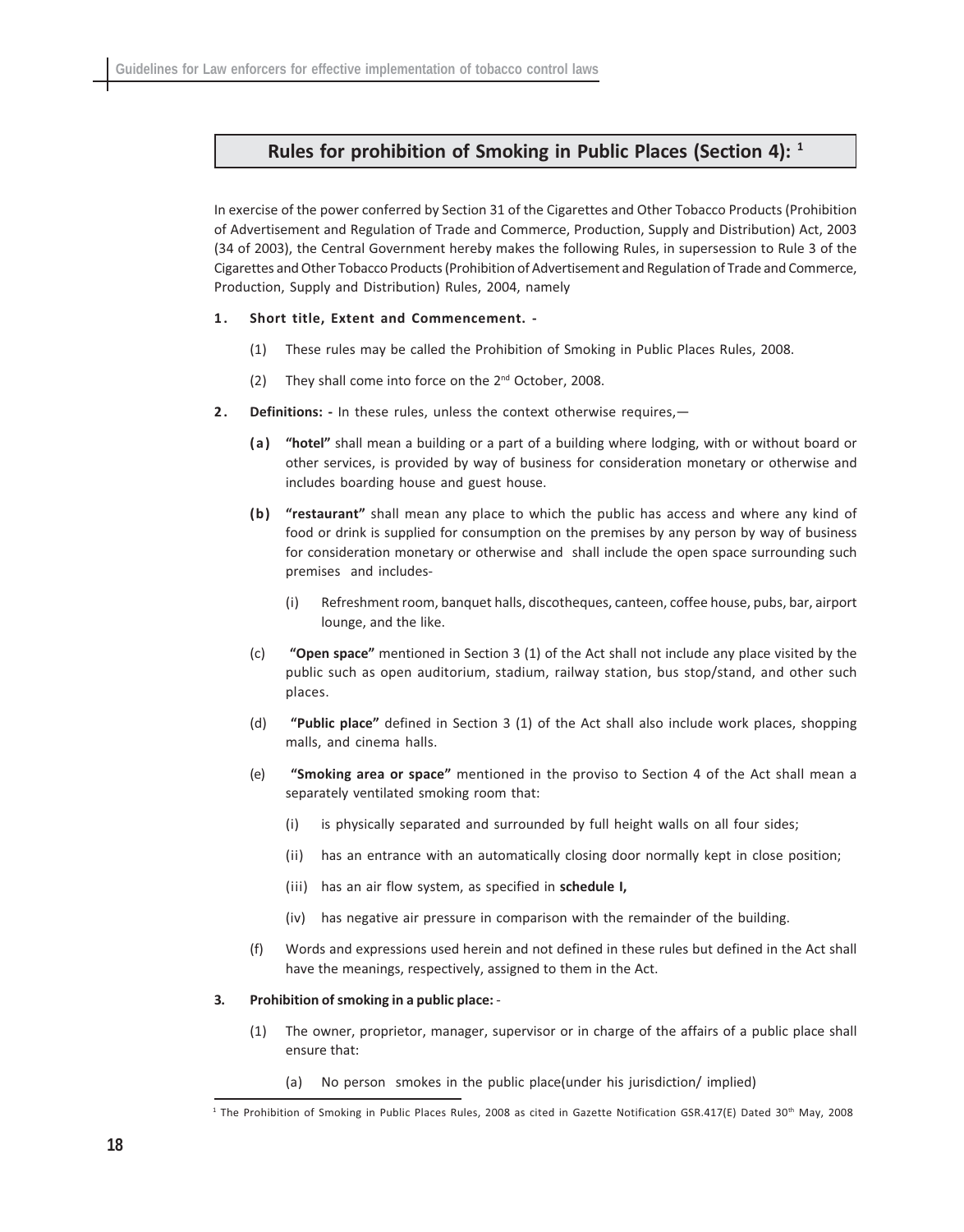## Rules for prohibition of Smoking in Public Places (Section 4): [1]

In exercise of the power conferred by Section 31 of the Cigarettes and Other Tobacco Products (Prohibition of Advertisement and Regulation of Trade and Commerce, Production, Supply and Distribution) Act, 2003 (34 of 2003), the Central Government hereby makes the following Rules, in supersession to Rule 3 of the Cigarettes and Other Tobacco Products (Prohibition of Advertisement and Regulation of Trade and Commerce, Production, Supply and Distribution) Rules, 2004, namely

**1. Short title, Extent and Commencement. -**

(1) These rules may be called the Prohibition of Smoking in Public Places Rules, 2008.

(2) They shall come into force on the 2nd October, 2008.

**2. Definitions: -** In these rules, unless the context otherwise requires,—

**(a) "hotel"** shall mean a building or a part of a building where lodging, with or without board or other services, is provided by way of business for consideration monetary or otherwise and includes boarding house and guest house.

**(b) "restaurant"** shall mean any place to which the public has access and where any kind of food or drink is supplied for consumption on the premises by any person by way of business for consideration monetary or otherwise and shall include the open space surrounding such premises and includes-

(i) Refreshment room, banquet halls, discotheques, canteen, coffee house, pubs, bar, airport lounge, and the like.

(c) **"Open space"** mentioned in Section 3 (1) of the Act shall not include any place visited by the public such as open auditorium, stadium, railway station, bus stop/stand, and other such places.

(d) **"Public place"** defined in Section 3 (1) of the Act shall also include work places, shopping malls, and cinema halls.

(e) **"Smoking area or space"** mentioned in the proviso to Section 4 of the Act shall mean a separately ventilated smoking room that:

(i) is physically separated and surrounded by full height walls on all four sides;

(ii) has an entrance with an automatically closing door normally kept in close position;

(iii) has an air flow system, as specified in **schedule I,**

(iv) has negative air pressure in comparison with the remainder of the building.

(f) Words and expressions used herein and not defined in these rules but defined in the Act shall have the meanings, respectively, assigned to them in the Act.

**3. Prohibition of smoking in a public place:** -

(1) The owner, proprietor, manager, supervisor or in charge of the affairs of a public place shall ensure that:

(a) No person smokes in the public place(under his jurisdiction/ implied)

---

[1] The Prohibition of Smoking in Public Places Rules, 2008 as cited in Gazette Notification GSR.417(E) Dated 30th May, 2008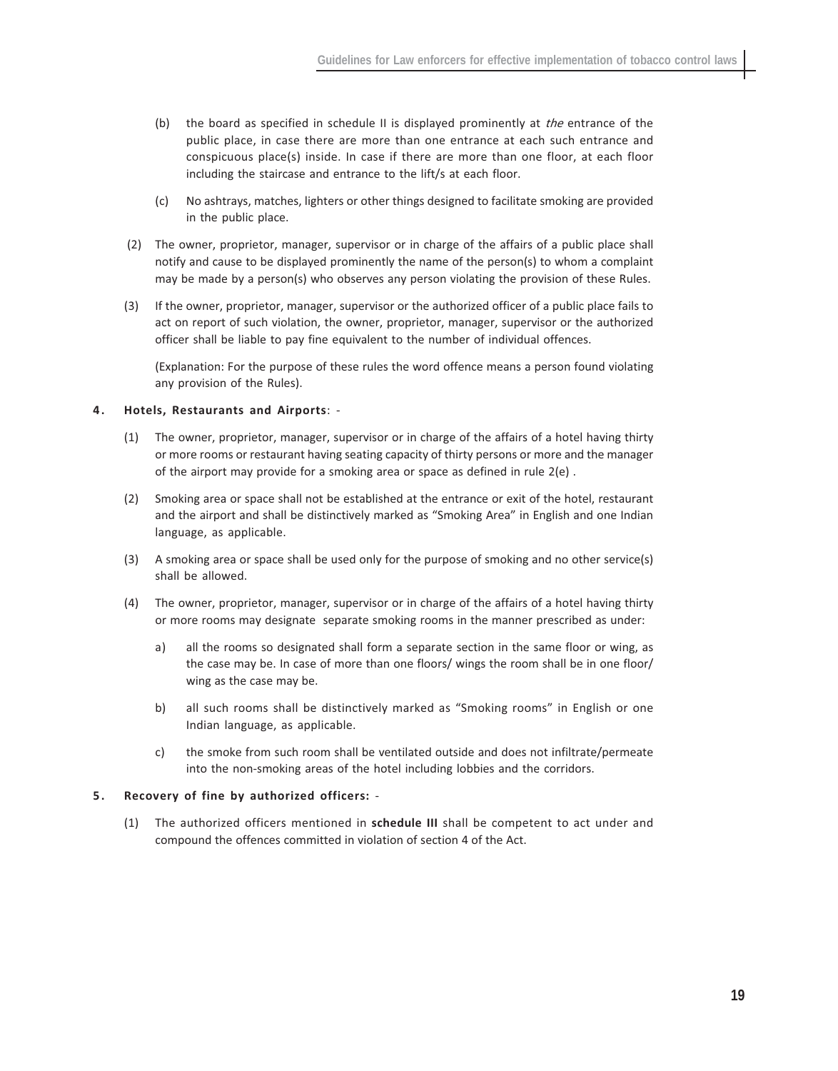(b) the board as specified in schedule II is displayed prominently at *the* entrance of the public place, in case there are more than one entrance at each such entrance and conspicuous place(s) inside. In case if there are more than one floor, at each floor including the staircase and entrance to the lift/s at each floor.

(c) No ashtrays, matches, lighters or other things designed to facilitate smoking are provided in the public place.

(2) The owner, proprietor, manager, supervisor or in charge of the affairs of a public place shall notify and cause to be displayed prominently the name of the person(s) to whom a complaint may be made by a person(s) who observes any person violating the provision of these Rules.

(3) If the owner, proprietor, manager, supervisor or the authorized officer of a public place fails to act on report of such violation, the owner, proprietor, manager, supervisor or the authorized officer shall be liable to pay fine equivalent to the number of individual offences.

(Explanation: For the purpose of these rules the word offence means a person found violating any provision of the Rules).

**4. Hotels, Restaurants and Airports**: -

(1) The owner, proprietor, manager, supervisor or in charge of the affairs of a hotel having thirty or more rooms or restaurant having seating capacity of thirty persons or more and the manager of the airport may provide for a smoking area or space as defined in rule 2(e) .

(2) Smoking area or space shall not be established at the entrance or exit of the hotel, restaurant and the airport and shall be distinctively marked as "Smoking Area" in English and one Indian language, as applicable.

(3) A smoking area or space shall be used only for the purpose of smoking and no other service(s) shall be allowed.

(4) The owner, proprietor, manager, supervisor or in charge of the affairs of a hotel having thirty or more rooms may designate separate smoking rooms in the manner prescribed as under:

a) all the rooms so designated shall form a separate section in the same floor or wing, as the case may be. In case of more than one floors/ wings the room shall be in one floor/ wing as the case may be.

b) all such rooms shall be distinctively marked as "Smoking rooms" in English or one Indian language, as applicable.

c) the smoke from such room shall be ventilated outside and does not infiltrate/permeate into the non-smoking areas of the hotel including lobbies and the corridors.

**5. Recovery of fine by authorized officers:** -

(1) The authorized officers mentioned in **schedule III** shall be competent to act under and compound the offences committed in violation of section 4 of the Act.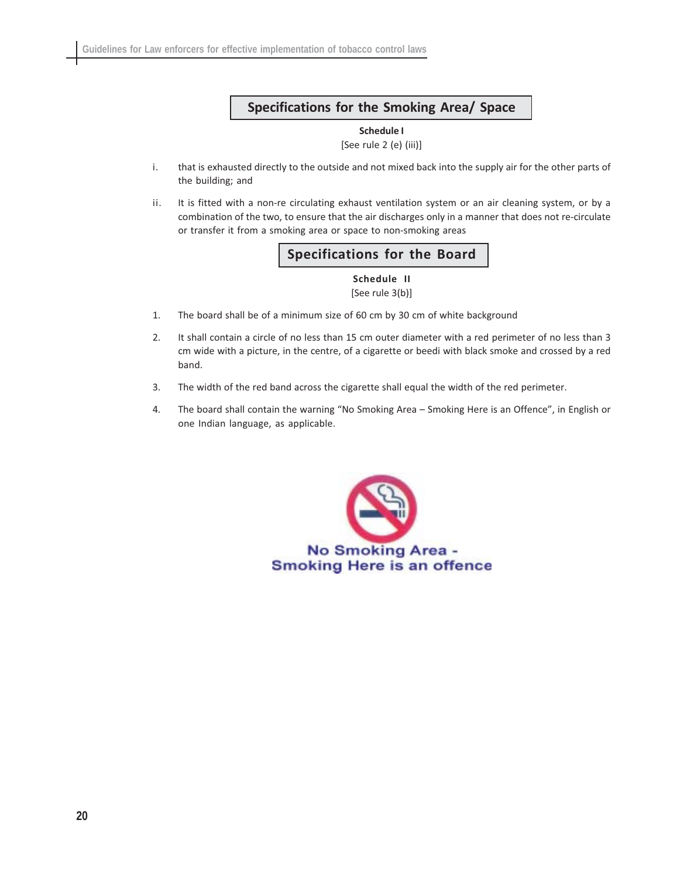## Specifications for the Smoking Area/ Space

**Schedule I**

[See rule 2 (e) (iii)]

i. that is exhausted directly to the outside and not mixed back into the supply air for the other parts of the building; and

ii. It is fitted with a non-re circulating exhaust ventilation system or an air cleaning system, or by a combination of the two, to ensure that the air discharges only in a manner that does not re-circulate or transfer it from a smoking area or space to non-smoking areas

## Specifications for the Board

**Schedule II**

[See rule 3(b)]

1. The board shall be of a minimum size of 60 cm by 30 cm of white background
2. It shall contain a circle of no less than 15 cm outer diameter with a red perimeter of no less than 3 cm wide with a picture, in the centre, of a cigarette or beedi with black smoke and crossed by a red band.
3. The width of the red band across the cigarette shall equal the width of the red perimeter.
4. The board shall contain the warning "No Smoking Area – Smoking Here is an Offence", in English or one Indian language, as applicable.

No Smoking Area -
Smoking Here is an offence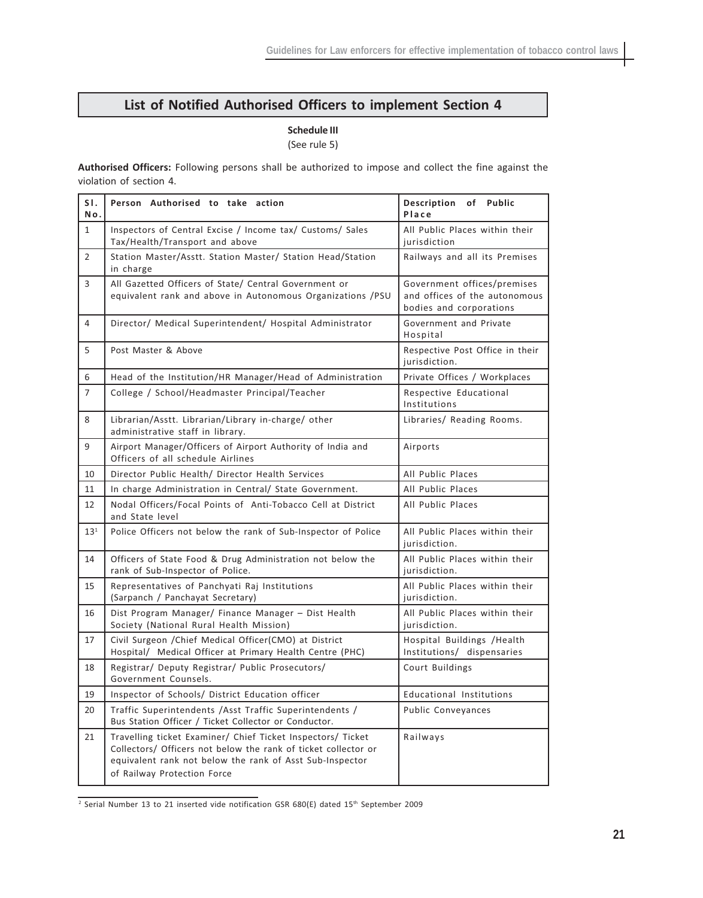## List of Notified Authorised Officers to implement Section 4

**Schedule III**

(See rule 5)

**Authorised Officers:** Following persons shall be authorized to impose and collect the fine against the violation of section 4.

| Sl. No. | Person Authorised to take action | Description of Public Place |
|---|---|---|
| 1 | Inspectors of Central Excise / Income tax/ Customs/ Sales Tax/Health/Transport and above | All Public Places within their jurisdiction |
| 2 | Station Master/Asstt. Station Master/ Station Head/Station in charge | Railways and all its Premises |
| 3 | All Gazetted Officers of State/ Central Government or equivalent rank and above in Autonomous Organizations /PSU | Government offices/premises and offices of the autonomous bodies and corporations |
| 4 | Director/ Medical Superintendent/ Hospital Administrator | Government and Private Hospital |
| 5 | Post Master & Above | Respective Post Office in their jurisdiction. |
| 6 | Head of the Institution/HR Manager/Head of Administration | Private Offices / Workplaces |
| 7 | College / School/Headmaster Principal/Teacher | Respective Educational Institutions |
| 8 | Librarian/Asstt. Librarian/Library in-charge/ other administrative staff in library. | Libraries/ Reading Rooms. |
| 9 | Airport Manager/Officers of Airport Authority of India and Officers of all schedule Airlines | Airports |
| 10 | Director Public Health/ Director Health Services | All Public Places |
| 11 | In charge Administration in Central/ State Government. | All Public Places |
| 12 | Nodal Officers/Focal Points of Anti-Tobacco Cell at District and State level | All Public Places |
| 13[1] | Police Officers not below the rank of Sub-Inspector of Police | All Public Places within their jurisdiction. |
| 14 | Officers of State Food & Drug Administration not below the rank of Sub-Inspector of Police. | All Public Places within their jurisdiction. |
| 15 | Representatives of Panchyati Raj Institutions (Sarpanch / Panchayat Secretary) | All Public Places within their jurisdiction. |
| 16 | Dist Program Manager/ Finance Manager – Dist Health Society (National Rural Health Mission) | All Public Places within their jurisdiction. |
| 17 | Civil Surgeon /Chief Medical Officer(CMO) at District Hospital/ Medical Officer at Primary Health Centre (PHC) | Hospital Buildings /Health Institutions/ dispensaries |
| 18 | Registrar/ Deputy Registrar/ Public Prosecutors/ Government Counsels. | Court Buildings |
| 19 | Inspector of Schools/ District Education officer | Educational Institutions |
| 20 | Traffic Superintendents /Asst Traffic Superintendents / Bus Station Officer / Ticket Collector or Conductor. | Public Conveyances |
| 21 | Travelling ticket Examiner/ Chief Ticket Inspectors/ Ticket Collectors/ Officers not below the rank of ticket collector or equivalent rank not below the rank of Asst Sub-Inspector of Railway Protection Force | Railways |

[2] Serial Number 13 to 21 inserted vide notification GSR 680(E) dated 15th September 2009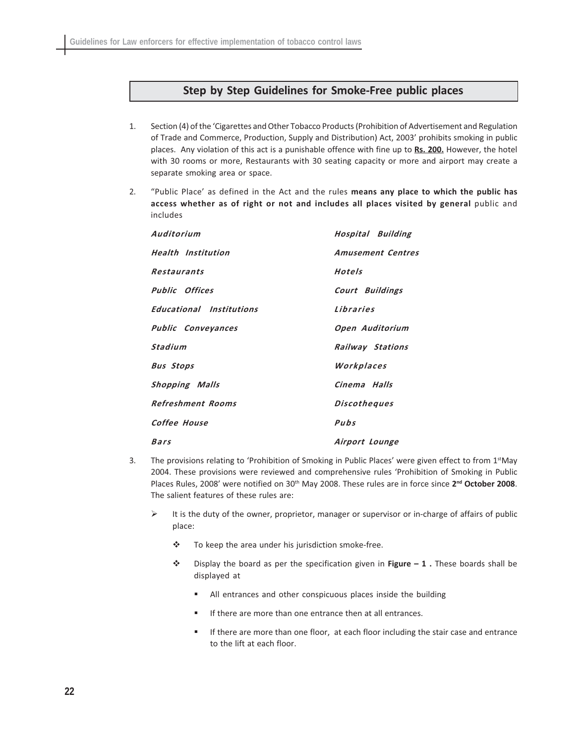## Step by Step Guidelines for Smoke-Free public places

1. Section (4) of the 'Cigarettes and Other Tobacco Products (Prohibition of Advertisement and Regulation of Trade and Commerce, Production, Supply and Distribution) Act, 2003' prohibits smoking in public places. Any violation of this act is a punishable offence with fine up to **Rs. 200.** However, the hotel with 30 rooms or more, Restaurants with 30 seating capacity or more and airport may create a separate smoking area or space.

2. "Public Place' as defined in the Act and the rules **means any place to which the public has access whether as of right or not and includes all places visited by general** public and includes

| | |
|---|---|
| *Auditorium* | *Hospital Building* |
| *Health Institution* | *Amusement Centres* |
| *Restaurants* | *Hotels* |
| *Public Offices* | *Court Buildings* |
| *Educational Institutions* | *Libraries* |
| *Public Conveyances* | *Open Auditorium* |
| *Stadium* | *Railway Stations* |
| *Bus Stops* | *Workplaces* |
| *Shopping Malls* | *Cinema Halls* |
| *Refreshment Rooms* | *Discotheques* |
| *Coffee House* | *Pubs* |
| *Bars* | *Airport Lounge* |

3. The provisions relating to 'Prohibition of Smoking in Public Places' were given effect to from 1st May 2004. These provisions were reviewed and comprehensive rules 'Prohibition of Smoking in Public Places Rules, 2008' were notified on 30th May 2008. These rules are in force since **2nd October 2008**. The salient features of these rules are:

   - It is the duty of the owner, proprietor, manager or supervisor or in-charge of affairs of public place:
     - To keep the area under his jurisdiction smoke-free.
     - Display the board as per the specification given in **Figure – 1 .** These boards shall be displayed at
       - All entrances and other conspicuous places inside the building
       - If there are more than one entrance then at all entrances.
       - If there are more than one floor, at each floor including the stair case and entrance to the lift at each floor.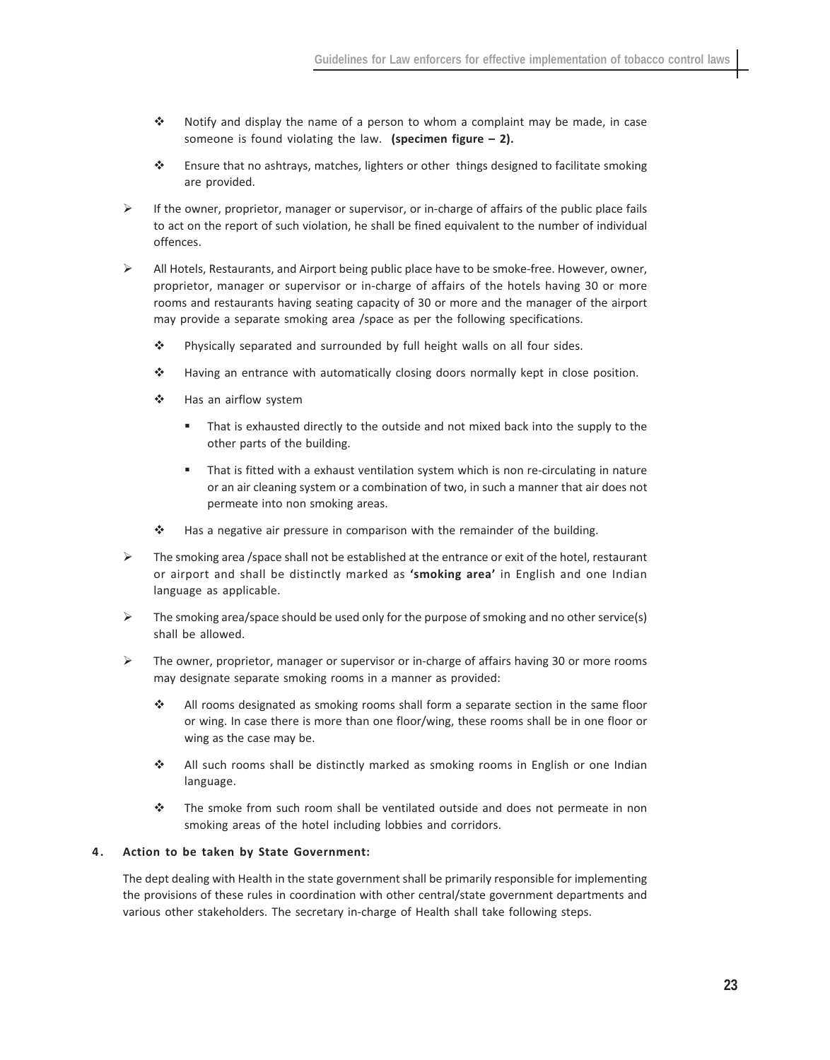- Notify and display the name of a person to whom a complaint may be made, in case someone is found violating the law. **(specimen figure – 2).**

- Ensure that no ashtrays, matches, lighters or other things designed to facilitate smoking are provided.

- If the owner, proprietor, manager or supervisor, or in-charge of affairs of the public place fails to act on the report of such violation, he shall be fined equivalent to the number of individual offences.

- All Hotels, Restaurants, and Airport being public place have to be smoke-free. However, owner, proprietor, manager or supervisor or in-charge of affairs of the hotels having 30 or more rooms and restaurants having seating capacity of 30 or more and the manager of the airport may provide a separate smoking area /space as per the following specifications.

  - Physically separated and surrounded by full height walls on all four sides.

  - Having an entrance with automatically closing doors normally kept in close position.

  - Has an airflow system

    - That is exhausted directly to the outside and not mixed back into the supply to the other parts of the building.

    - That is fitted with a exhaust ventilation system which is non re-circulating in nature or an air cleaning system or a combination of two, in such a manner that air does not permeate into non smoking areas.

  - Has a negative air pressure in comparison with the remainder of the building.

- The smoking area /space shall not be established at the entrance or exit of the hotel, restaurant or airport and shall be distinctly marked as **'smoking area'** in English and one Indian language as applicable.

- The smoking area/space should be used only for the purpose of smoking and no other service(s) shall be allowed.

- The owner, proprietor, manager or supervisor or in-charge of affairs having 30 or more rooms may designate separate smoking rooms in a manner as provided:

  - All rooms designated as smoking rooms shall form a separate section in the same floor or wing. In case there is more than one floor/wing, these rooms shall be in one floor or wing as the case may be.

  - All such rooms shall be distinctly marked as smoking rooms in English or one Indian language.

  - The smoke from such room shall be ventilated outside and does not permeate in non smoking areas of the hotel including lobbies and corridors.

#### 4. Action to be taken by State Government:

The dept dealing with Health in the state government shall be primarily responsible for implementing the provisions of these rules in coordination with other central/state government departments and various other stakeholders. The secretary in-charge of Health shall take following steps.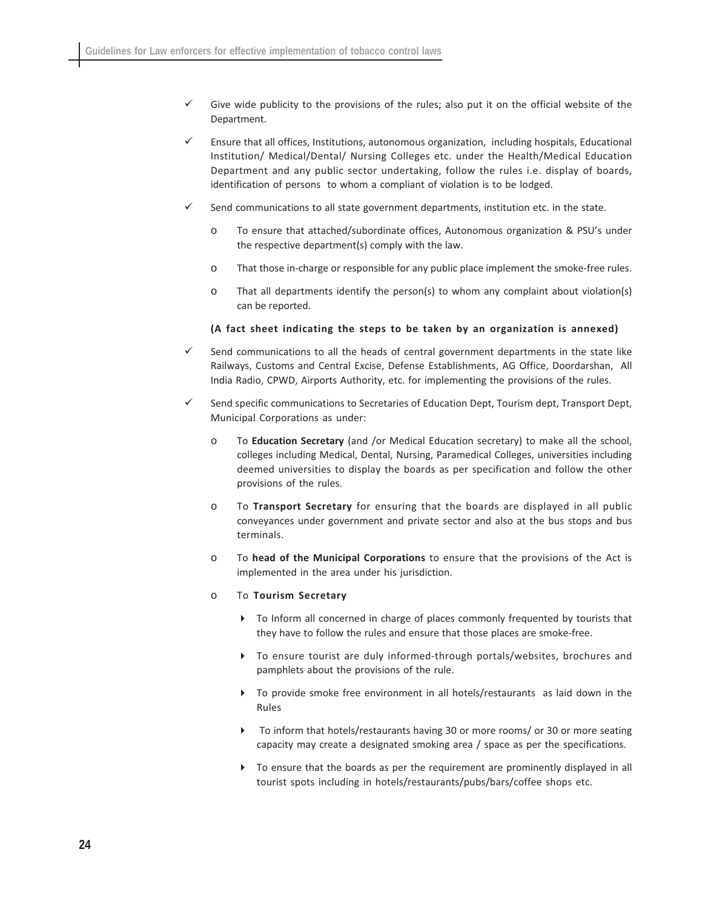- ✓ Give wide publicity to the provisions of the rules; also put it on the official website of the Department.
- ✓ Ensure that all offices, Institutions, autonomous organization, including hospitals, Educational Institution/ Medical/Dental/ Nursing Colleges etc. under the Health/Medical Education Department and any public sector undertaking, follow the rules i.e. display of boards, identification of persons to whom a compliant of violation is to be lodged.
- ✓ Send communications to all state government departments, institution etc. in the state.
  - o To ensure that attached/subordinate offices, Autonomous organization & PSU's under the respective department(s) comply with the law.
  - o That those in-charge or responsible for any public place implement the smoke-free rules.
  - o That all departments identify the person(s) to whom any complaint about violation(s) can be reported.

  **(A fact sheet indicating the steps to be taken by an organization is annexed)**

- ✓ Send communications to all the heads of central government departments in the state like Railways, Customs and Central Excise, Defense Establishments, AG Office, Doordarshan, All India Radio, CPWD, Airports Authority, etc. for implementing the provisions of the rules.
- ✓ Send specific communications to Secretaries of Education Dept, Tourism dept, Transport Dept, Municipal Corporations as under:
  - o To **Education Secretary** (and /or Medical Education secretary) to make all the school, colleges including Medical, Dental, Nursing, Paramedical Colleges, universities including deemed universities to display the boards as per specification and follow the other provisions of the rules.
  - o To **Transport Secretary** for ensuring that the boards are displayed in all public conveyances under government and private sector and also at the bus stops and bus terminals.
  - o To **head of the Municipal Corporations** to ensure that the provisions of the Act is implemented in the area under his jurisdiction.
  - o To **Tourism Secretary**
    - To Inform all concerned in charge of places commonly frequented by tourists that they have to follow the rules and ensure that those places are smoke-free.
    - To ensure tourist are duly informed-through portals/websites, brochures and pamphlets about the provisions of the rule.
    - To provide smoke free environment in all hotels/restaurants as laid down in the Rules
    - To inform that hotels/restaurants having 30 or more rooms/ or 30 or more seating capacity may create a designated smoking area / space as per the specifications.
    - To ensure that the boards as per the requirement are prominently displayed in all tourist spots including in hotels/restaurants/pubs/bars/coffee shops etc.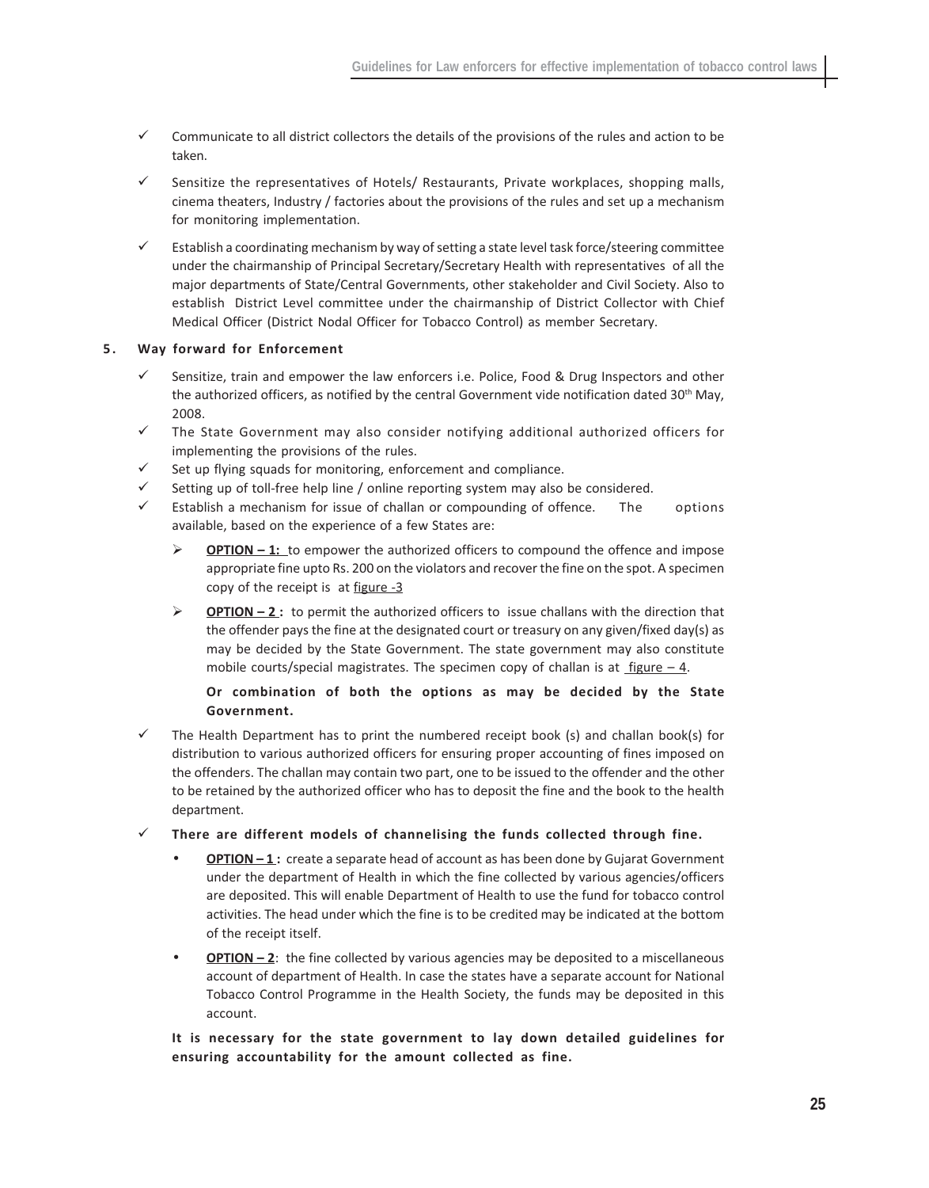- ✓ Communicate to all district collectors the details of the provisions of the rules and action to be taken.
- ✓ Sensitize the representatives of Hotels/ Restaurants, Private workplaces, shopping malls, cinema theaters, Industry / factories about the provisions of the rules and set up a mechanism for monitoring implementation.
- ✓ Establish a coordinating mechanism by way of setting a state level task force/steering committee under the chairmanship of Principal Secretary/Secretary Health with representatives of all the major departments of State/Central Governments, other stakeholder and Civil Society. Also to establish District Level committee under the chairmanship of District Collector with Chief Medical Officer (District Nodal Officer for Tobacco Control) as member Secretary.

## 5. Way forward for Enforcement

- ✓ Sensitize, train and empower the law enforcers i.e. Police, Food & Drug Inspectors and other the authorized officers, as notified by the central Government vide notification dated 30th May, 2008.
- ✓ The State Government may also consider notifying additional authorized officers for implementing the provisions of the rules.
- ✓ Set up flying squads for monitoring, enforcement and compliance.
- ✓ Setting up of toll-free help line / online reporting system may also be considered.
- ✓ Establish a mechanism for issue of challan or compounding of offence. The options available, based on the experience of a few States are:
  - ➢ **OPTION – 1:** to empower the authorized officers to compound the offence and impose appropriate fine upto Rs. 200 on the violators and recover the fine on the spot. A specimen copy of the receipt is at figure -3
  - ➢ **OPTION – 2 :** to permit the authorized officers to issue challans with the direction that the offender pays the fine at the designated court or treasury on any given/fixed day(s) as may be decided by the State Government. The state government may also constitute mobile courts/special magistrates. The specimen copy of challan is at figure – 4.

    **Or combination of both the options as may be decided by the State Government.**
- ✓ The Health Department has to print the numbered receipt book (s) and challan book(s) for distribution to various authorized officers for ensuring proper accounting of fines imposed on the offenders. The challan may contain two part, one to be issued to the offender and the other to be retained by the authorized officer who has to deposit the fine and the book to the health department.
- ✓ **There are different models of channelising the funds collected through fine.**
  - **OPTION – 1 :** create a separate head of account as has been done by Gujarat Government under the department of Health in which the fine collected by various agencies/officers are deposited. This will enable Department of Health to use the fund for tobacco control activities. The head under which the fine is to be credited may be indicated at the bottom of the receipt itself.
  - **OPTION – 2**: the fine collected by various agencies may be deposited to a miscellaneous account of department of Health. In case the states have a separate account for National Tobacco Control Programme in the Health Society, the funds may be deposited in this account.

  **It is necessary for the state government to lay down detailed guidelines for ensuring accountability for the amount collected as fine.**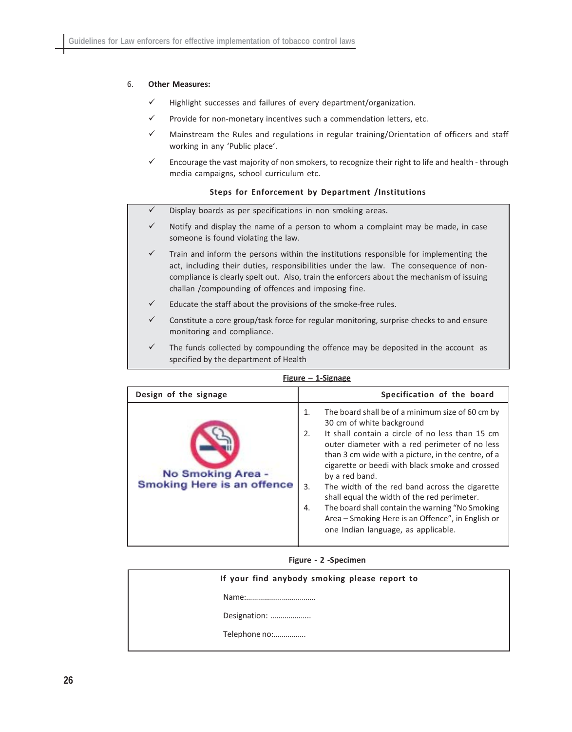6. **Other Measures:**

- ✓ Highlight successes and failures of every department/organization.
- ✓ Provide for non-monetary incentives such a commendation letters, etc.
- ✓ Mainstream the Rules and regulations in regular training/Orientation of officers and staff working in any 'Public place'.
- ✓ Encourage the vast majority of non smokers, to recognize their right to life and health - through media campaigns, school curriculum etc.

**Steps for Enforcement by Department /Institutions**

- ✓ Display boards as per specifications in non smoking areas.
- ✓ Notify and display the name of a person to whom a complaint may be made, in case someone is found violating the law.
- ✓ Train and inform the persons within the institutions responsible for implementing the act, including their duties, responsibilities under the law. The consequence of non-compliance is clearly spelt out. Also, train the enforcers about the mechanism of issuing challan /compounding of offences and imposing fine.
- ✓ Educate the staff about the provisions of the smoke-free rules.
- ✓ Constitute a core group/task force for regular monitoring, surprise checks to and ensure monitoring and compliance.
- ✓ The funds collected by compounding the offence may be deposited in the account as specified by the department of Health

**Figure – 1-Signage**

| Design of the signage | Specification of the board |
|---|---|
| No Smoking Area - Smoking Here is an offence | 1. The board shall be of a minimum size of 60 cm by 30 cm of white background<br>2. It shall contain a circle of no less than 15 cm outer diameter with a red perimeter of no less than 3 cm wide with a picture, in the centre, of a cigarette or beedi with black smoke and crossed by a red band.<br>3. The width of the red band across the cigarette shall equal the width of the red perimeter.<br>4. The board shall contain the warning "No Smoking Area – Smoking Here is an Offence", in English or one Indian language, as applicable. |

**Figure - 2 -Specimen**

**If your find anybody smoking please report to**

Name:...................................

Designation: ....................

Telephone no:................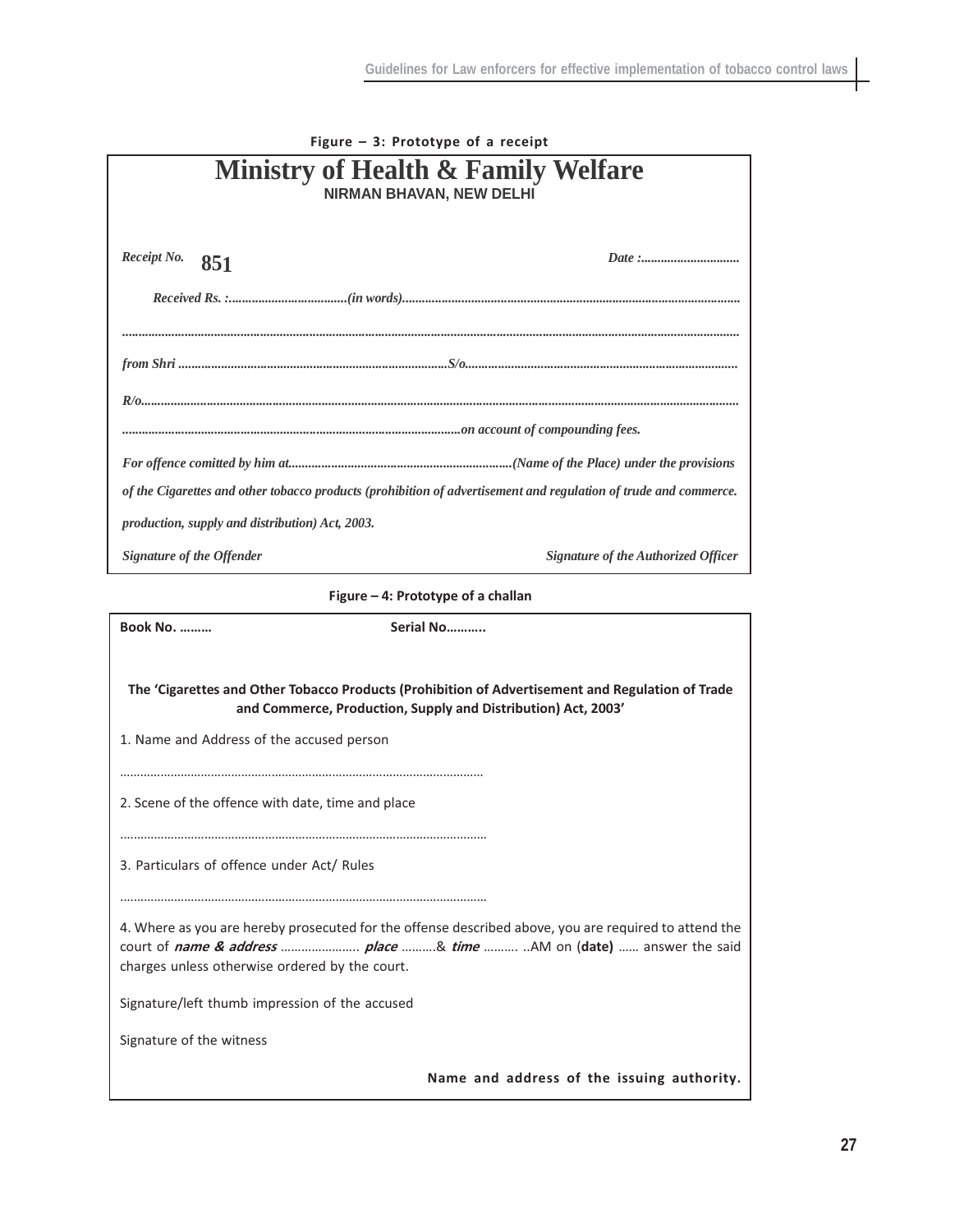**Figure – 3: Prototype of a receipt**

# Ministry of Health & Family Welfare

**NIRMAN BHAVAN, NEW DELHI**

*Receipt No.* **851** *Date :..............................*

*Received Rs. :...................................(in words)....................................................................................................*

*....................................................................................................................................................................................*

*from Shri .................................................................................S/o.................................................................................*

*R/o....................................................................................................................................................................................*

*......................................................................................................on account of compounding fees.*

*For offence comitted by him at...................................................................(Name of the Place) under the provisions of the Cigarettes and other tobacco products (prohibition of advertisement and regulation of trude and commerce. production, supply and distribution) Act, 2003.*

*Signature of the Offender* *Signature of the Authorized Officer*

**Figure – 4: Prototype of a challan**

**Book No. ………** **Serial No………..**

**The 'Cigarettes and Other Tobacco Products (Prohibition of Advertisement and Regulation of Trade and Commerce, Production, Supply and Distribution) Act, 2003'**

1. Name and Address of the accused person

………………………………………………………………………………………………

2. Scene of the offence with date, time and place

………………………………………………………………………………………………

3. Particulars of offence under Act/ Rules

………………………………………………………………………………………………

4. Where as you are hereby prosecuted for the offense described above, you are required to attend the court of ***name & address*** ………………….. ***place*** ……….& ***time*** ………. ..AM on (**date)** …… answer the said charges unless otherwise ordered by the court.

Signature/left thumb impression of the accused

Signature of the witness

**Name and address of the issuing authority.**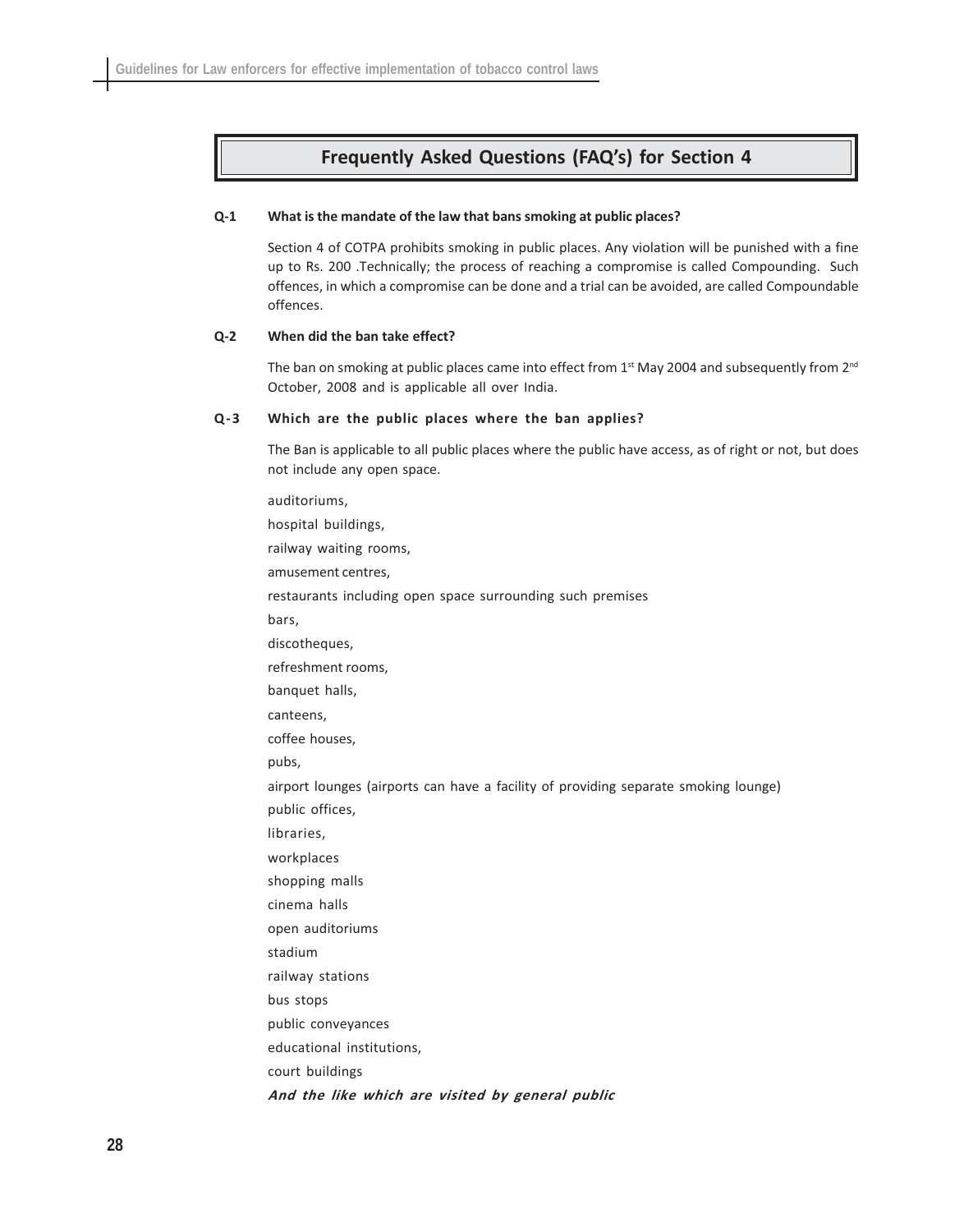## Frequently Asked Questions (FAQ's) for Section 4

**Q-1 What is the mandate of the law that bans smoking at public places?**

Section 4 of COTPA prohibits smoking in public places. Any violation will be punished with a fine up to Rs. 200 .Technically; the process of reaching a compromise is called Compounding. Such offences, in which a compromise can be done and a trial can be avoided, are called Compoundable offences.

**Q-2 When did the ban take effect?**

The ban on smoking at public places came into effect from 1st May 2004 and subsequently from 2nd October, 2008 and is applicable all over India.

**Q-3 Which are the public places where the ban applies?**

The Ban is applicable to all public places where the public have access, as of right or not, but does not include any open space.

auditoriums,

hospital buildings,

railway waiting rooms,

amusement centres,

restaurants including open space surrounding such premises

bars,

discotheques,

refreshment rooms,

banquet halls,

canteens,

coffee houses,

pubs,

airport lounges (airports can have a facility of providing separate smoking lounge)

public offices,

libraries,

workplaces

shopping malls

cinema halls

open auditoriums

stadium

railway stations

bus stops

public conveyances

educational institutions,

court buildings

***And the like which are visited by general public***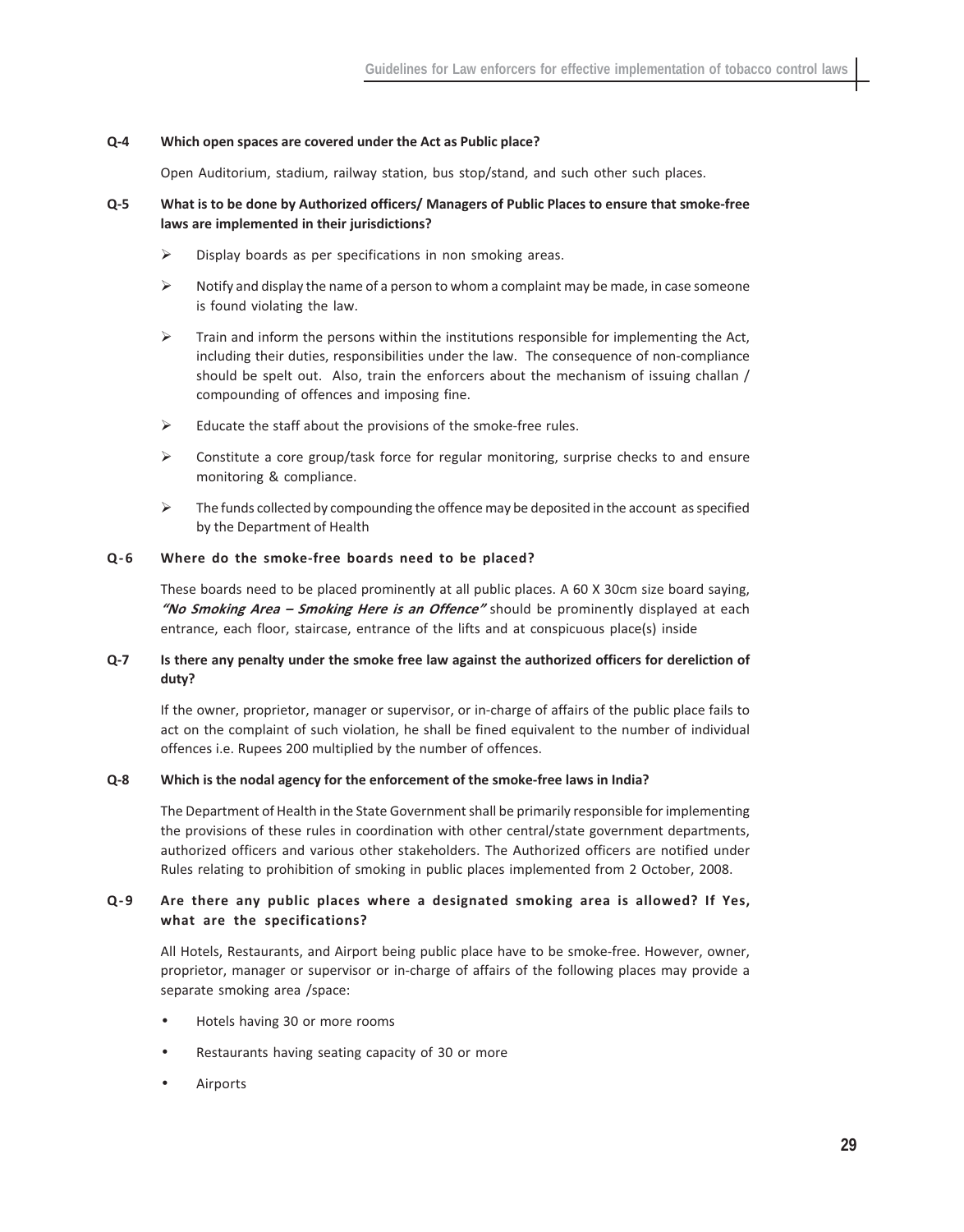**Q-4 Which open spaces are covered under the Act as Public place?**

Open Auditorium, stadium, railway station, bus stop/stand, and such other such places.

**Q-5 What is to be done by Authorized officers/ Managers of Public Places to ensure that smoke-free laws are implemented in their jurisdictions?**

- Display boards as per specifications in non smoking areas.
- Notify and display the name of a person to whom a complaint may be made, in case someone is found violating the law.
- Train and inform the persons within the institutions responsible for implementing the Act, including their duties, responsibilities under the law. The consequence of non-compliance should be spelt out. Also, train the enforcers about the mechanism of issuing challan / compounding of offences and imposing fine.
- Educate the staff about the provisions of the smoke-free rules.
- Constitute a core group/task force for regular monitoring, surprise checks to and ensure monitoring & compliance.
- The funds collected by compounding the offence may be deposited in the account as specified by the Department of Health

**Q-6 Where do the smoke-free boards need to be placed?**

These boards need to be placed prominently at all public places. A 60 X 30cm size board saying, ***"No Smoking Area – Smoking Here is an Offence"*** should be prominently displayed at each entrance, each floor, staircase, entrance of the lifts and at conspicuous place(s) inside

**Q-7 Is there any penalty under the smoke free law against the authorized officers for dereliction of duty?**

If the owner, proprietor, manager or supervisor, or in-charge of affairs of the public place fails to act on the complaint of such violation, he shall be fined equivalent to the number of individual offences i.e. Rupees 200 multiplied by the number of offences.

**Q-8 Which is the nodal agency for the enforcement of the smoke-free laws in India?**

The Department of Health in the State Government shall be primarily responsible for implementing the provisions of these rules in coordination with other central/state government departments, authorized officers and various other stakeholders. The Authorized officers are notified under Rules relating to prohibition of smoking in public places implemented from 2 October, 2008.

**Q-9 Are there any public places where a designated smoking area is allowed? If Yes, what are the specifications?**

All Hotels, Restaurants, and Airport being public place have to be smoke-free. However, owner, proprietor, manager or supervisor or in-charge of affairs of the following places may provide a separate smoking area /space:

- Hotels having 30 or more rooms
- Restaurants having seating capacity of 30 or more
- Airports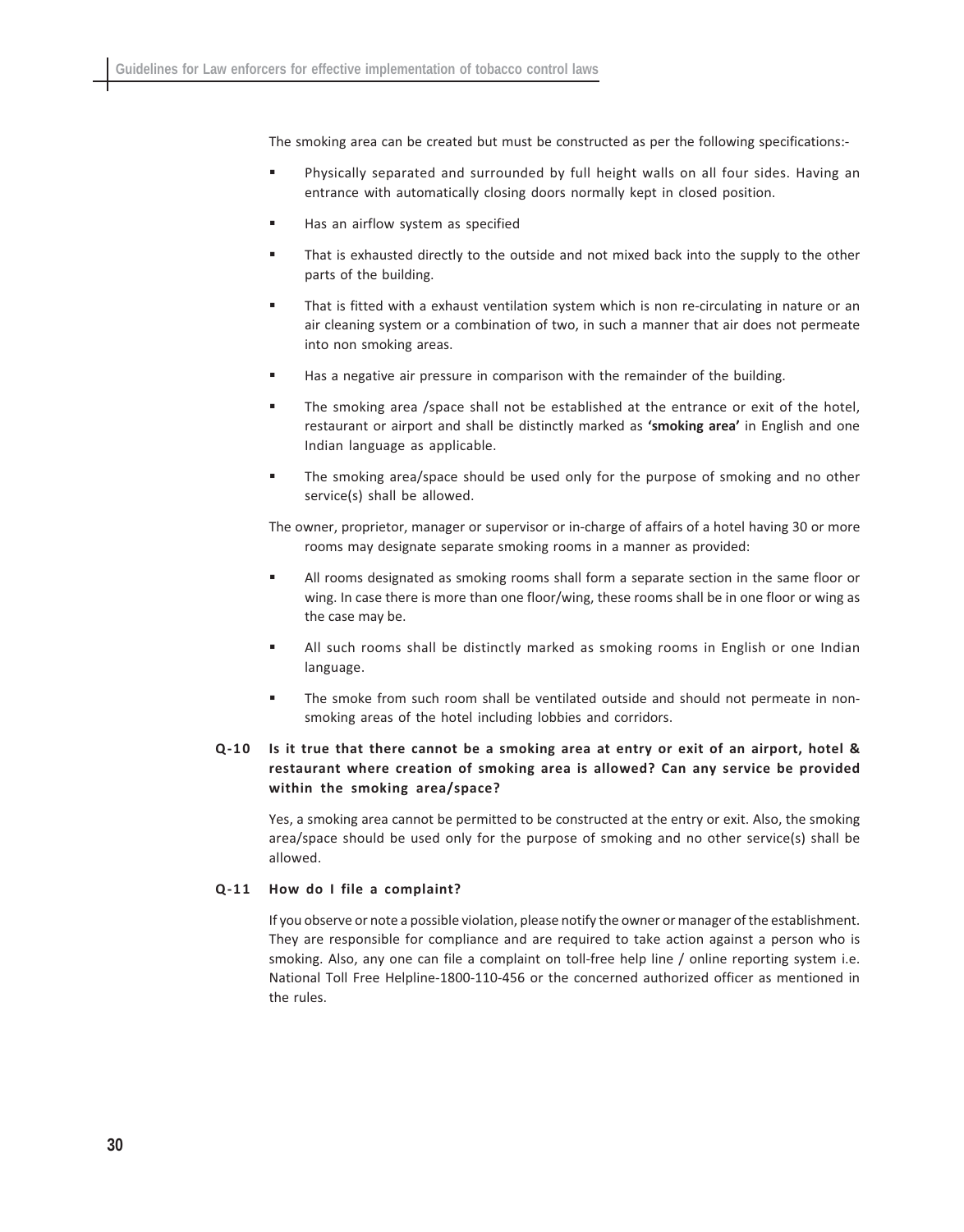The smoking area can be created but must be constructed as per the following specifications:-

- Physically separated and surrounded by full height walls on all four sides. Having an entrance with automatically closing doors normally kept in closed position.
- Has an airflow system as specified
- That is exhausted directly to the outside and not mixed back into the supply to the other parts of the building.
- That is fitted with a exhaust ventilation system which is non re-circulating in nature or an air cleaning system or a combination of two, in such a manner that air does not permeate into non smoking areas.
- Has a negative air pressure in comparison with the remainder of the building.
- The smoking area /space shall not be established at the entrance or exit of the hotel, restaurant or airport and shall be distinctly marked as **'smoking area'** in English and one Indian language as applicable.
- The smoking area/space should be used only for the purpose of smoking and no other service(s) shall be allowed.

The owner, proprietor, manager or supervisor or in-charge of affairs of a hotel having 30 or more rooms may designate separate smoking rooms in a manner as provided:

- All rooms designated as smoking rooms shall form a separate section in the same floor or wing. In case there is more than one floor/wing, these rooms shall be in one floor or wing as the case may be.
- All such rooms shall be distinctly marked as smoking rooms in English or one Indian language.
- The smoke from such room shall be ventilated outside and should not permeate in non-smoking areas of the hotel including lobbies and corridors.

**Q-10 Is it true that there cannot be a smoking area at entry or exit of an airport, hotel & restaurant where creation of smoking area is allowed? Can any service be provided within the smoking area/space?**

Yes, a smoking area cannot be permitted to be constructed at the entry or exit. Also, the smoking area/space should be used only for the purpose of smoking and no other service(s) shall be allowed.

**Q-11 How do I file a complaint?**

If you observe or note a possible violation, please notify the owner or manager of the establishment. They are responsible for compliance and are required to take action against a person who is smoking. Also, any one can file a complaint on toll-free help line / online reporting system i.e. National Toll Free Helpline-1800-110-456 or the concerned authorized officer as mentioned in the rules.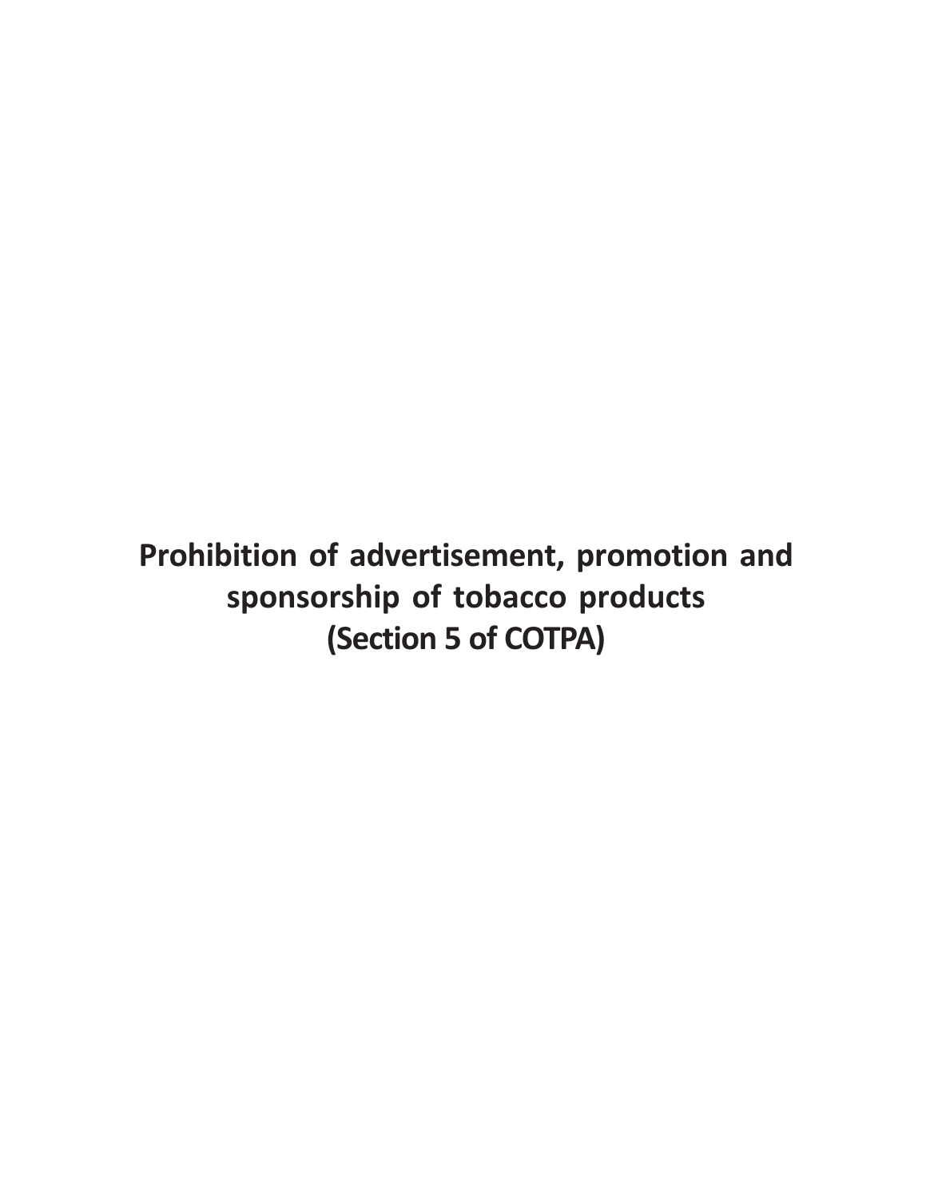# Prohibition of advertisement, promotion and sponsorship of tobacco products (Section 5 of COTPA)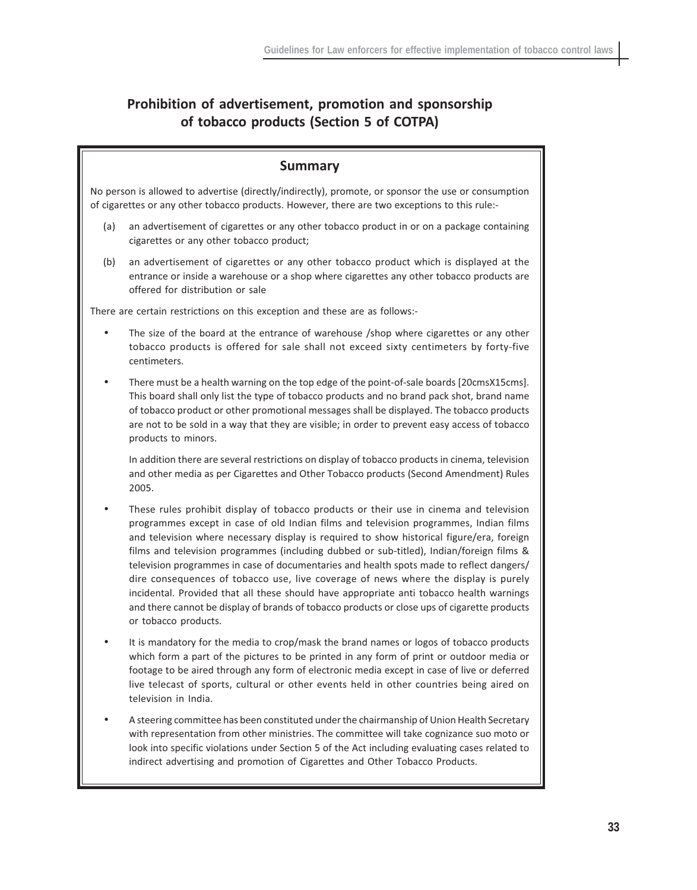## Prohibition of advertisement, promotion and sponsorship of tobacco products (Section 5 of COTPA)

### Summary

No person is allowed to advertise (directly/indirectly), promote, or sponsor the use or consumption of cigarettes or any other tobacco products. However, there are two exceptions to this rule:-

(a) an advertisement of cigarettes or any other tobacco product in or on a package containing cigarettes or any other tobacco product;

(b) an advertisement of cigarettes or any other tobacco product which is displayed at the entrance or inside a warehouse or a shop where cigarettes any other tobacco products are offered for distribution or sale

There are certain restrictions on this exception and these are as follows:-

- The size of the board at the entrance of warehouse /shop where cigarettes or any other tobacco products is offered for sale shall not exceed sixty centimeters by forty-five centimeters.
- There must be a health warning on the top edge of the point-of-sale boards [20cmsX15cms]. This board shall only list the type of tobacco products and no brand pack shot, brand name of tobacco product or other promotional messages shall be displayed. The tobacco products are not to be sold in a way that they are visible; in order to prevent easy access of tobacco products to minors.

  In addition there are several restrictions on display of tobacco products in cinema, television and other media as per Cigarettes and Other Tobacco products (Second Amendment) Rules 2005.

- These rules prohibit display of tobacco products or their use in cinema and television programmes except in case of old Indian films and television programmes, Indian films and television where necessary display is required to show historical figure/era, foreign films and television programmes (including dubbed or sub-titled), Indian/foreign films & television programmes in case of documentaries and health spots made to reflect dangers/ dire consequences of tobacco use, live coverage of news where the display is purely incidental. Provided that all these should have appropriate anti tobacco health warnings and there cannot be display of brands of tobacco products or close ups of cigarette products or tobacco products.
- It is mandatory for the media to crop/mask the brand names or logos of tobacco products which form a part of the pictures to be printed in any form of print or outdoor media or footage to be aired through any form of electronic media except in case of live or deferred live telecast of sports, cultural or other events held in other countries being aired on television in India.
- A steering committee has been constituted under the chairmanship of Union Health Secretary with representation from other ministries. The committee will take cognizance suo moto or look into specific violations under Section 5 of the Act including evaluating cases related to indirect advertising and promotion of Cigarettes and Other Tobacco Products.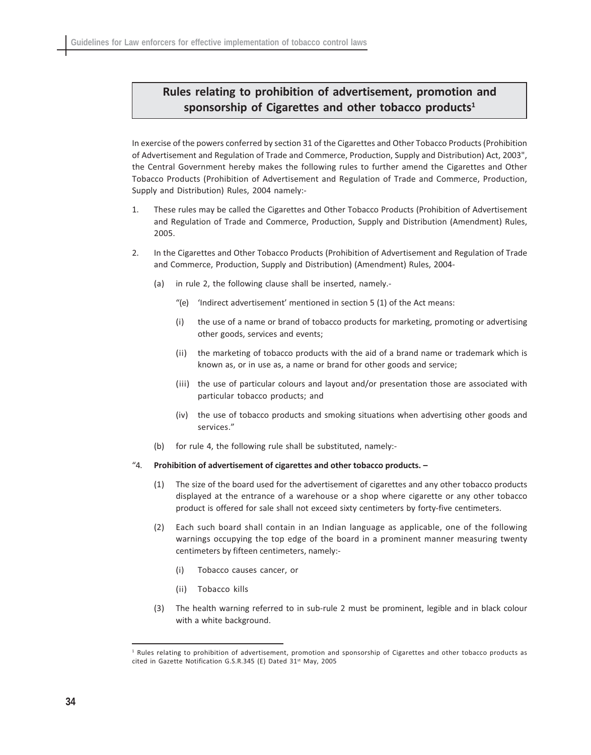## Rules relating to prohibition of advertisement, promotion and sponsorship of Cigarettes and other tobacco products[1]

In exercise of the powers conferred by section 31 of the Cigarettes and Other Tobacco Products (Prohibition of Advertisement and Regulation of Trade and Commerce, Production, Supply and Distribution) Act, 2003", the Central Government hereby makes the following rules to further amend the Cigarettes and Other Tobacco Products (Prohibition of Advertisement and Regulation of Trade and Commerce, Production, Supply and Distribution) Rules, 2004 namely:-

1. These rules may be called the Cigarettes and Other Tobacco Products (Prohibition of Advertisement and Regulation of Trade and Commerce, Production, Supply and Distribution (Amendment) Rules, 2005.

2. In the Cigarettes and Other Tobacco Products (Prohibition of Advertisement and Regulation of Trade and Commerce, Production, Supply and Distribution) (Amendment) Rules, 2004-

   (a) in rule 2, the following clause shall be inserted, namely.-

   "(e) 'Indirect advertisement' mentioned in section 5 (1) of the Act means:

   (i) the use of a name or brand of tobacco products for marketing, promoting or advertising other goods, services and events;

   (ii) the marketing of tobacco products with the aid of a brand name or trademark which is known as, or in use as, a name or brand for other goods and service;

   (iii) the use of particular colours and layout and/or presentation those are associated with particular tobacco products; and

   (iv) the use of tobacco products and smoking situations when advertising other goods and services."

   (b) for rule 4, the following rule shall be substituted, namely:-

"4. **Prohibition of advertisement of cigarettes and other tobacco products. –**

   (1) The size of the board used for the advertisement of cigarettes and any other tobacco products displayed at the entrance of a warehouse or a shop where cigarette or any other tobacco product is offered for sale shall not exceed sixty centimeters by forty-five centimeters.

   (2) Each such board shall contain in an Indian language as applicable, one of the following warnings occupying the top edge of the board in a prominent manner measuring twenty centimeters by fifteen centimeters, namely:-

   (i) Tobacco causes cancer, or

   (ii) Tobacco kills

   (3) The health warning referred to in sub-rule 2 must be prominent, legible and in black colour with a white background.

---

[1] Rules relating to prohibition of advertisement, promotion and sponsorship of Cigarettes and other tobacco products as cited in Gazette Notification G.S.R.345 (E) Dated 31st May, 2005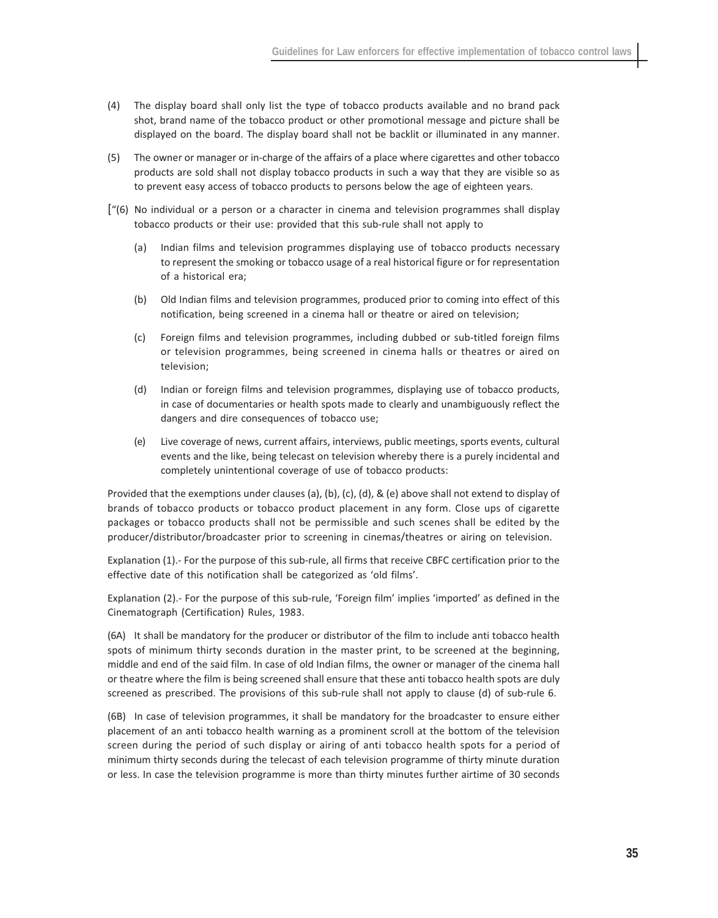(4) The display board shall only list the type of tobacco products available and no brand pack shot, brand name of the tobacco product or other promotional message and picture shall be displayed on the board. The display board shall not be backlit or illuminated in any manner.

(5) The owner or manager or in-charge of the affairs of a place where cigarettes and other tobacco products are sold shall not display tobacco products in such a way that they are visible so as to prevent easy access of tobacco products to persons below the age of eighteen years.

["(6) No individual or a person or a character in cinema and television programmes shall display tobacco products or their use: provided that this sub-rule shall not apply to

(a) Indian films and television programmes displaying use of tobacco products necessary to represent the smoking or tobacco usage of a real historical figure or for representation of a historical era;

(b) Old Indian films and television programmes, produced prior to coming into effect of this notification, being screened in a cinema hall or theatre or aired on television;

(c) Foreign films and television programmes, including dubbed or sub-titled foreign films or television programmes, being screened in cinema halls or theatres or aired on television;

(d) Indian or foreign films and television programmes, displaying use of tobacco products, in case of documentaries or health spots made to clearly and unambiguously reflect the dangers and dire consequences of tobacco use;

(e) Live coverage of news, current affairs, interviews, public meetings, sports events, cultural events and the like, being telecast on television whereby there is a purely incidental and completely unintentional coverage of use of tobacco products:

Provided that the exemptions under clauses (a), (b), (c), (d), & (e) above shall not extend to display of brands of tobacco products or tobacco product placement in any form. Close ups of cigarette packages or tobacco products shall not be permissible and such scenes shall be edited by the producer/distributor/broadcaster prior to screening in cinemas/theatres or airing on television.

Explanation (1).- For the purpose of this sub-rule, all firms that receive CBFC certification prior to the effective date of this notification shall be categorized as 'old films'.

Explanation (2).- For the purpose of this sub-rule, 'Foreign film' implies 'imported' as defined in the Cinematograph (Certification) Rules, 1983.

(6A) It shall be mandatory for the producer or distributor of the film to include anti tobacco health spots of minimum thirty seconds duration in the master print, to be screened at the beginning, middle and end of the said film. In case of old Indian films, the owner or manager of the cinema hall or theatre where the film is being screened shall ensure that these anti tobacco health spots are duly screened as prescribed. The provisions of this sub-rule shall not apply to clause (d) of sub-rule 6.

(6B) In case of television programmes, it shall be mandatory for the broadcaster to ensure either placement of an anti tobacco health warning as a prominent scroll at the bottom of the television screen during the period of such display or airing of anti tobacco health spots for a period of minimum thirty seconds during the telecast of each television programme of thirty minute duration or less. In case the television programme is more than thirty minutes further airtime of 30 seconds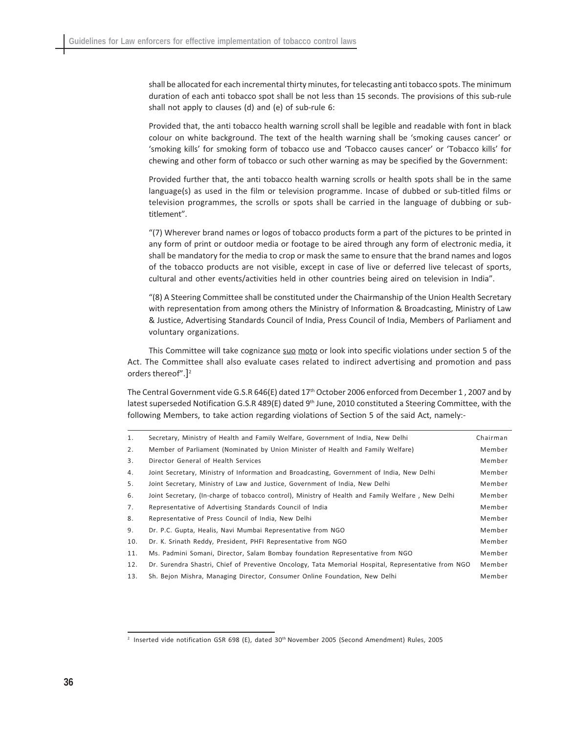shall be allocated for each incremental thirty minutes, for telecasting anti tobacco spots. The minimum duration of each anti tobacco spot shall be not less than 15 seconds. The provisions of this sub-rule shall not apply to clauses (d) and (e) of sub-rule 6:

Provided that, the anti tobacco health warning scroll shall be legible and readable with font in black colour on white background. The text of the health warning shall be 'smoking causes cancer' or 'smoking kills' for smoking form of tobacco use and 'Tobacco causes cancer' or 'Tobacco kills' for chewing and other form of tobacco or such other warning as may be specified by the Government:

Provided further that, the anti tobacco health warning scrolls or health spots shall be in the same language(s) as used in the film or television programme. Incase of dubbed or sub-titled films or television programmes, the scrolls or spots shall be carried in the language of dubbing or sub-titlement".

"(7) Wherever brand names or logos of tobacco products form a part of the pictures to be printed in any form of print or outdoor media or footage to be aired through any form of electronic media, it shall be mandatory for the media to crop or mask the same to ensure that the brand names and logos of the tobacco products are not visible, except in case of live or deferred live telecast of sports, cultural and other events/activities held in other countries being aired on television in India".

"(8) A Steering Committee shall be constituted under the Chairmanship of the Union Health Secretary with representation from among others the Ministry of Information & Broadcasting, Ministry of Law & Justice, Advertising Standards Council of India, Press Council of India, Members of Parliament and voluntary organizations.

This Committee will take cognizance suo moto or look into specific violations under section 5 of the Act. The Committee shall also evaluate cases related to indirect advertising and promotion and pass orders thereof".][2]

The Central Government vide G.S.R 646(E) dated 17th October 2006 enforced from December 1 , 2007 and by latest superseded Notification G.S.R 489(E) dated 9th June, 2010 constituted a Steering Committee, with the following Members, to take action regarding violations of Section 5 of the said Act, namely:-

| | | |
|---|---|---|
| 1. | Secretary, Ministry of Health and Family Welfare, Government of India, New Delhi | Chairman |
| 2. | Member of Parliament (Nominated by Union Minister of Health and Family Welfare) | Member |
| 3. | Director General of Health Services | Member |
| 4. | Joint Secretary, Ministry of Information and Broadcasting, Government of India, New Delhi | Member |
| 5. | Joint Secretary, Ministry of Law and Justice, Government of India, New Delhi | Member |
| 6. | Joint Secretary, (In-charge of tobacco control), Ministry of Health and Family Welfare , New Delhi | Member |
| 7. | Representative of Advertising Standards Council of India | Member |
| 8. | Representative of Press Council of India, New Delhi | Member |
| 9. | Dr. P.C. Gupta, Healis, Navi Mumbai Representative from NGO | Member |
| 10. | Dr. K. Srinath Reddy, President, PHFI Representative from NGO | Member |
| 11. | Ms. Padmini Somani, Director, Salam Bombay foundation Representative from NGO | Member |
| 12. | Dr. Surendra Shastri, Chief of Preventive Oncology, Tata Memorial Hospital, Representative from NGO | Member |
| 13. | Sh. Bejon Mishra, Managing Director, Consumer Online Foundation, New Delhi | Member |

[2] Inserted vide notification GSR 698 (E), dated 30th November 2005 (Second Amendment) Rules, 2005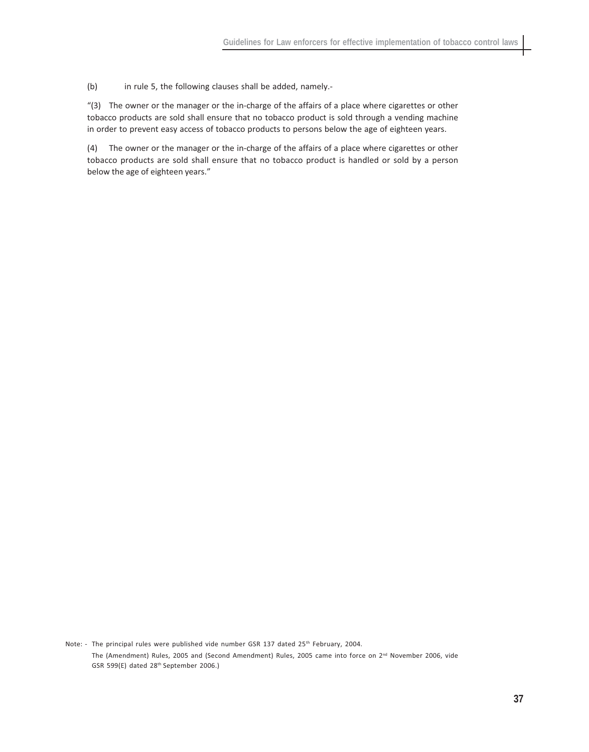(b) in rule 5, the following clauses shall be added, namely.-

"(3) The owner or the manager or the in-charge of the affairs of a place where cigarettes or other tobacco products are sold shall ensure that no tobacco product is sold through a vending machine in order to prevent easy access of tobacco products to persons below the age of eighteen years.

(4) The owner or the manager or the in-charge of the affairs of a place where cigarettes or other tobacco products are sold shall ensure that no tobacco product is handled or sold by a person below the age of eighteen years."

Note: - The principal rules were published vide number GSR 137 dated 25th February, 2004.

The (Amendment) Rules, 2005 and (Second Amendment) Rules, 2005 came into force on 2nd November 2006, vide GSR 599(E) dated 28th September 2006.)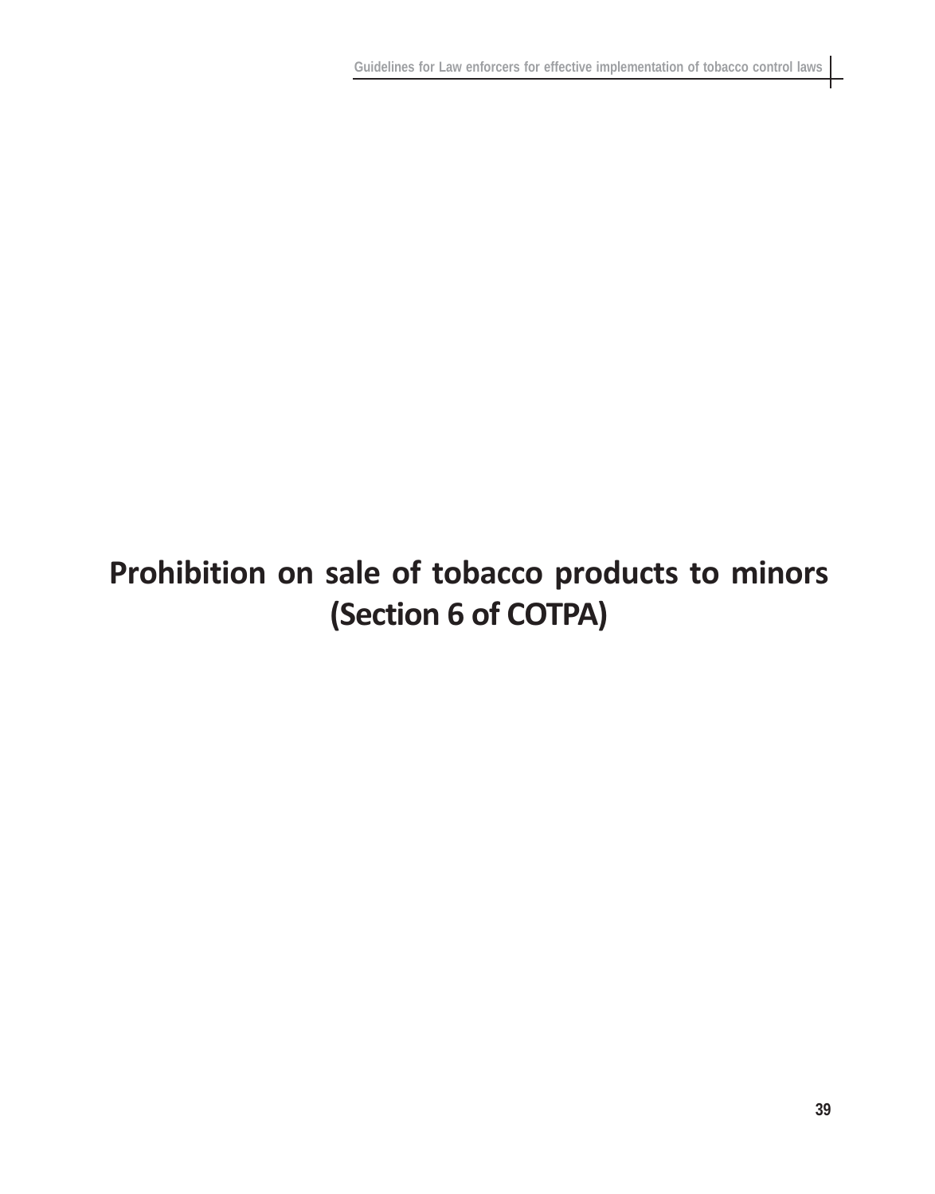# Prohibition on sale of tobacco products to minors (Section 6 of COTPA)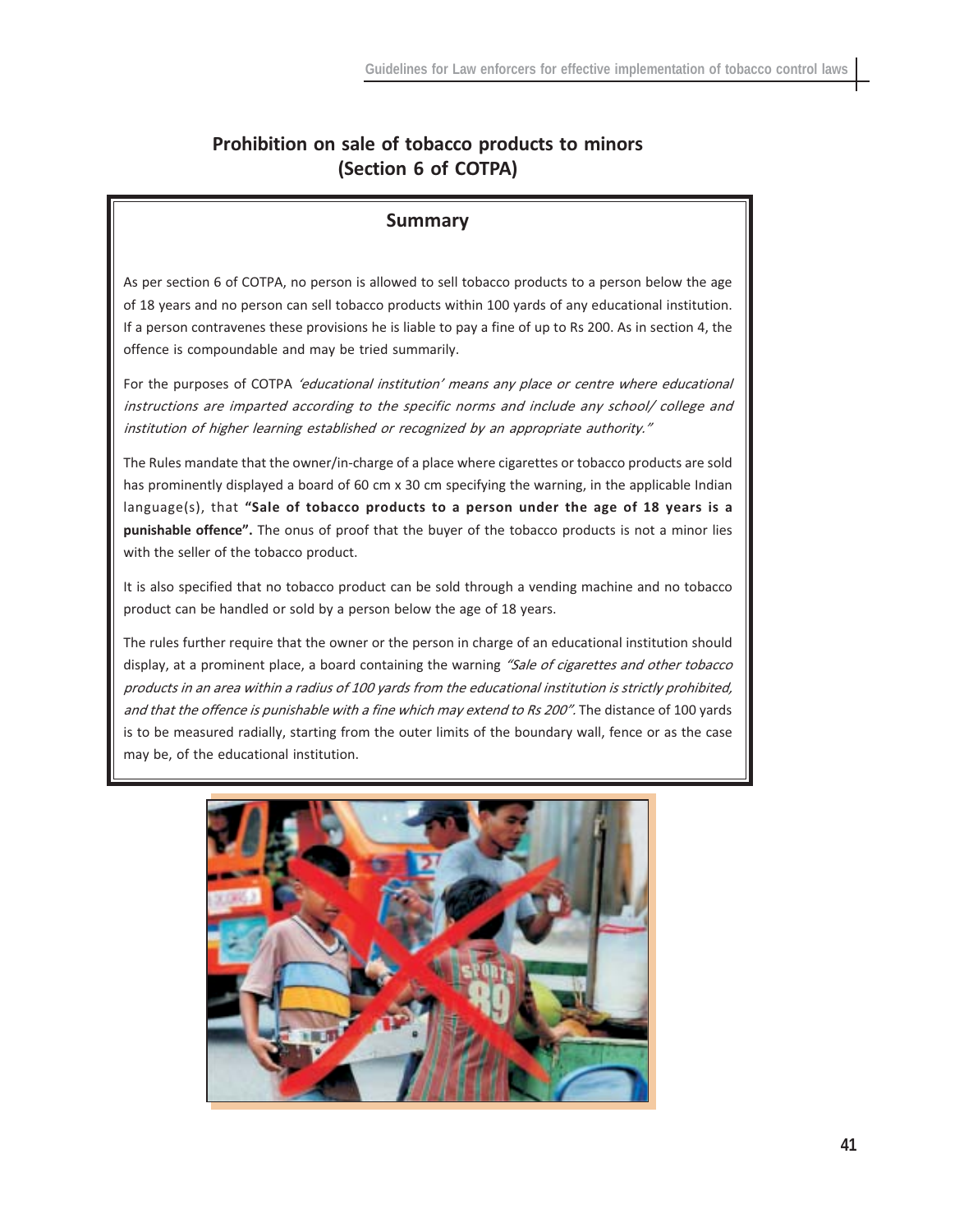## Prohibition on sale of tobacco products to minors (Section 6 of COTPA)

### Summary

As per section 6 of COTPA, no person is allowed to sell tobacco products to a person below the age of 18 years and no person can sell tobacco products within 100 yards of any educational institution. If a person contravenes these provisions he is liable to pay a fine of up to Rs 200. As in section 4, the offence is compoundable and may be tried summarily.

For the purposes of COTPA *'educational institution' means any place or centre where educational instructions are imparted according to the specific norms and include any school/ college and institution of higher learning established or recognized by an appropriate authority."*

The Rules mandate that the owner/in-charge of a place where cigarettes or tobacco products are sold has prominently displayed a board of 60 cm x 30 cm specifying the warning, in the applicable Indian language(s), that **"Sale of tobacco products to a person under the age of 18 years is a punishable offence".** The onus of proof that the buyer of the tobacco products is not a minor lies with the seller of the tobacco product.

It is also specified that no tobacco product can be sold through a vending machine and no tobacco product can be handled or sold by a person below the age of 18 years.

The rules further require that the owner or the person in charge of an educational institution should display, at a prominent place, a board containing the warning *"Sale of cigarettes and other tobacco products in an area within a radius of 100 yards from the educational institution is strictly prohibited, and that the offence is punishable with a fine which may extend to Rs 200".* The distance of 100 yards is to be measured radially, starting from the outer limits of the boundary wall, fence or as the case may be, of the educational institution.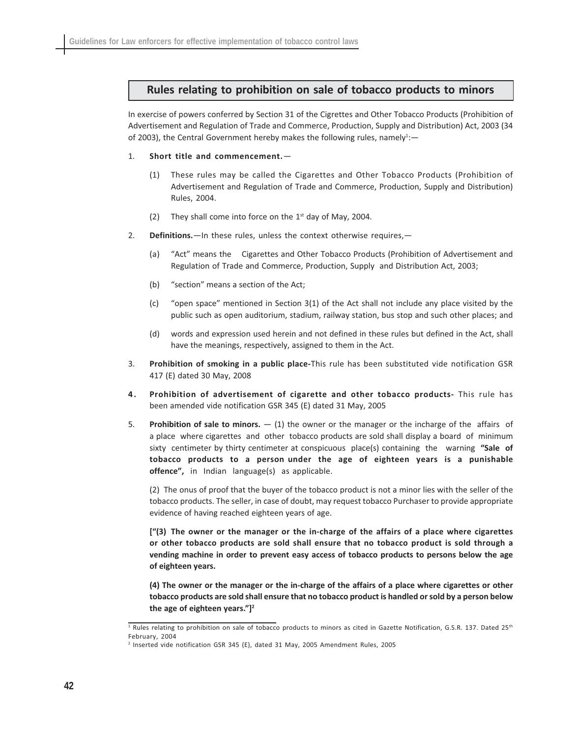## Rules relating to prohibition on sale of tobacco products to minors

In exercise of powers conferred by Section 31 of the Cigrettes and Other Tobacco Products (Prohibition of Advertisement and Regulation of Trade and Commerce, Production, Supply and Distribution) Act, 2003 (34 of 2003), the Central Government hereby makes the following rules, namely[1]:—

1. **Short title and commencement.**—

   (1) These rules may be called the Cigarettes and Other Tobacco Products (Prohibition of Advertisement and Regulation of Trade and Commerce, Production, Supply and Distribution) Rules, 2004.

   (2) They shall come into force on the 1st day of May, 2004.

2. **Definitions.**—In these rules, unless the context otherwise requires,—

   (a) "Act" means the Cigarettes and Other Tobacco Products (Prohibition of Advertisement and Regulation of Trade and Commerce, Production, Supply and Distribution Act, 2003;

   (b) "section" means a section of the Act;

   (c) "open space" mentioned in Section 3(1) of the Act shall not include any place visited by the public such as open auditorium, stadium, railway station, bus stop and such other places; and

   (d) words and expression used herein and not defined in these rules but defined in the Act, shall have the meanings, respectively, assigned to them in the Act.

3. **Prohibition of smoking in a public place-**This rule has been substituted vide notification GSR 417 (E) dated 30 May, 2008

4. **Prohibition of advertisement of cigarette and other tobacco products-** This rule has been amended vide notification GSR 345 (E) dated 31 May, 2005

5. **Prohibition of sale to minors.** — (1) the owner or the manager or the incharge of the affairs of a place where cigarettes and other tobacco products are sold shall display a board of minimum sixty centimeter by thirty centimeter at conspicuous place(s) containing the warning **"Sale of tobacco products to a person under the age of eighteen years is a punishable offence",** in Indian language(s) as applicable.

   (2) The onus of proof that the buyer of the tobacco product is not a minor lies with the seller of the tobacco products. The seller, in case of doubt, may request tobacco Purchaser to provide appropriate evidence of having reached eighteen years of age.

   **["(3) The owner or the manager or the in-charge of the affairs of a place where cigarettes or other tobacco products are sold shall ensure that no tobacco product is sold through a vending machine in order to prevent easy access of tobacco products to persons below the age of eighteen years.**

   **(4) The owner or the manager or the in-charge of the affairs of a place where cigarettes or other tobacco products are sold shall ensure that no tobacco product is handled or sold by a person below the age of eighteen years."][2]**

---

[1] Rules relating to prohibition on sale of tobacco products to minors as cited in Gazette Notification, G.S.R. 137. Dated 25th February, 2004

[2] Inserted vide notification GSR 345 (E), dated 31 May, 2005 Amendment Rules, 2005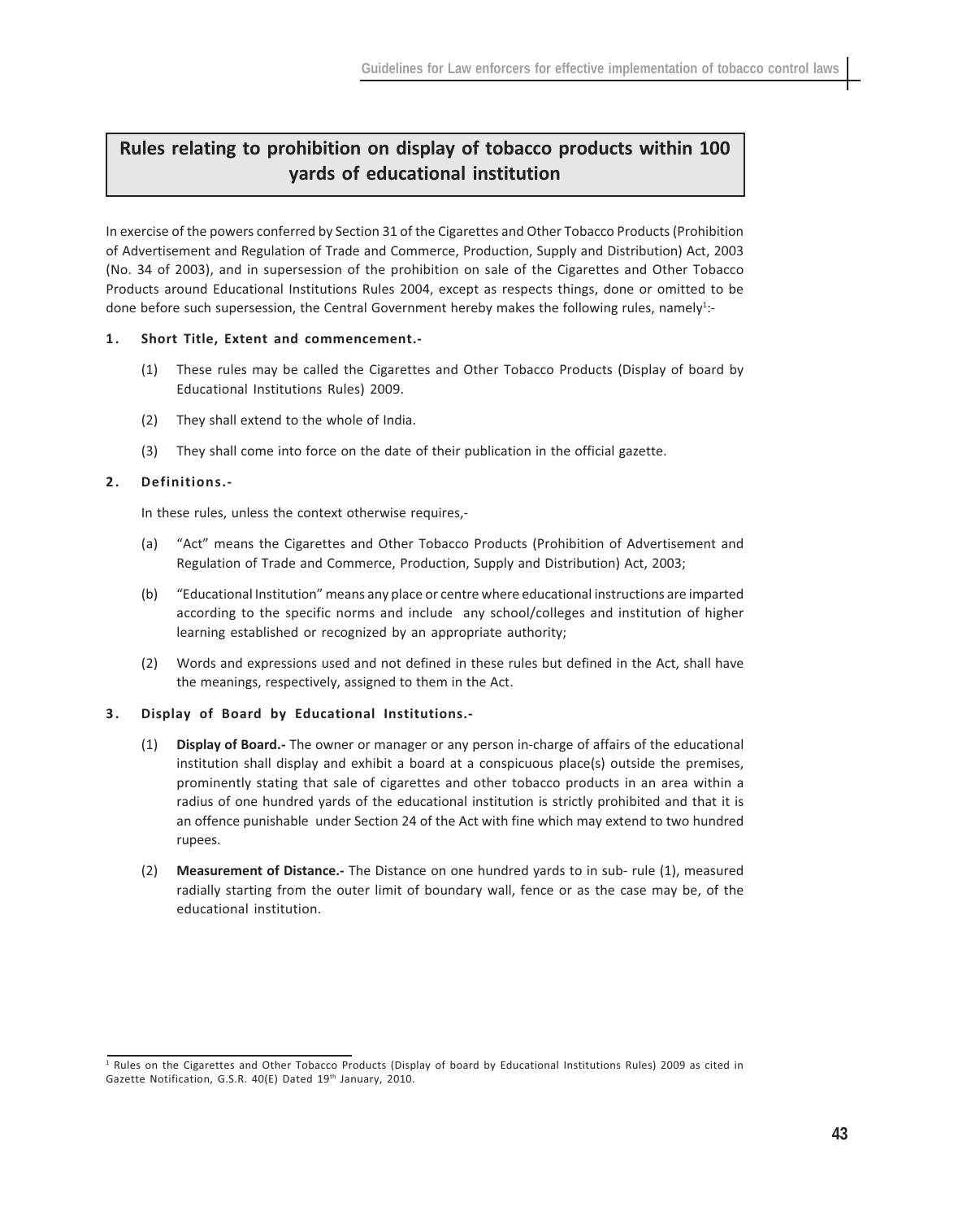## Rules relating to prohibition on display of tobacco products within 100 yards of educational institution

In exercise of the powers conferred by Section 31 of the Cigarettes and Other Tobacco Products (Prohibition of Advertisement and Regulation of Trade and Commerce, Production, Supply and Distribution) Act, 2003 (No. 34 of 2003), and in supersession of the prohibition on sale of the Cigarettes and Other Tobacco Products around Educational Institutions Rules 2004, except as respects things, done or omitted to be done before such supersession, the Central Government hereby makes the following rules, namely[1]:-

**1. Short Title, Extent and commencement.-**

(1) These rules may be called the Cigarettes and Other Tobacco Products (Display of board by Educational Institutions Rules) 2009.

(2) They shall extend to the whole of India.

(3) They shall come into force on the date of their publication in the official gazette.

**2. Definitions.-**

In these rules, unless the context otherwise requires,-

(a) "Act" means the Cigarettes and Other Tobacco Products (Prohibition of Advertisement and Regulation of Trade and Commerce, Production, Supply and Distribution) Act, 2003;

(b) "Educational Institution" means any place or centre where educational instructions are imparted according to the specific norms and include any school/colleges and institution of higher learning established or recognized by an appropriate authority;

(2) Words and expressions used and not defined in these rules but defined in the Act, shall have the meanings, respectively, assigned to them in the Act.

**3. Display of Board by Educational Institutions.-**

(1) **Display of Board.-** The owner or manager or any person in-charge of affairs of the educational institution shall display and exhibit a board at a conspicuous place(s) outside the premises, prominently stating that sale of cigarettes and other tobacco products in an area within a radius of one hundred yards of the educational institution is strictly prohibited and that it is an offence punishable under Section 24 of the Act with fine which may extend to two hundred rupees.

(2) **Measurement of Distance.-** The Distance on one hundred yards to in sub- rule (1), measured radially starting from the outer limit of boundary wall, fence or as the case may be, of the educational institution.

---

[1] Rules on the Cigarettes and Other Tobacco Products (Display of board by Educational Institutions Rules) 2009 as cited in Gazette Notification, G.S.R. 40(E) Dated 19th January, 2010.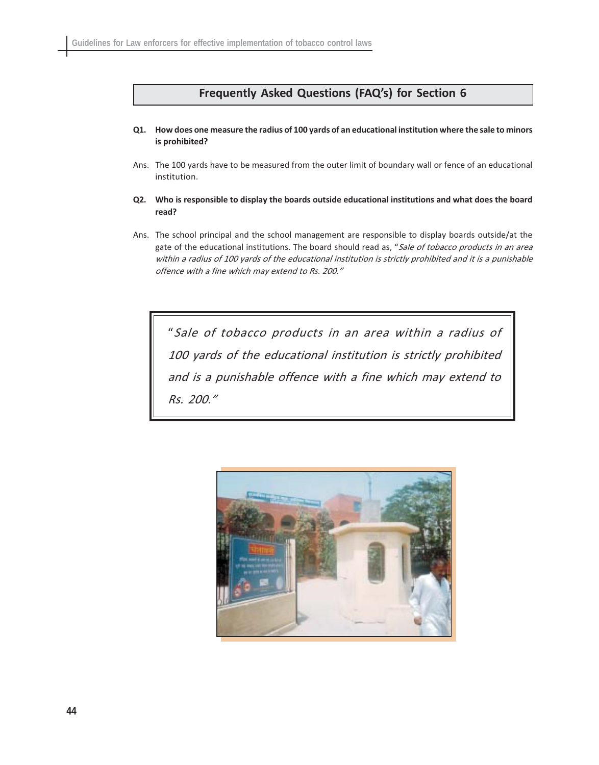## Frequently Asked Questions (FAQ's) for Section 6

**Q1. How does one measure the radius of 100 yards of an educational institution where the sale to minors is prohibited?**

Ans. The 100 yards have to be measured from the outer limit of boundary wall or fence of an educational institution.

**Q2. Who is responsible to display the boards outside educational institutions and what does the board read?**

Ans. The school principal and the school management are responsible to display boards outside/at the gate of the educational institutions. The board should read as, "*Sale of tobacco products in an area within a radius of 100 yards of the educational institution is strictly prohibited and it is a punishable offence with a fine which may extend to Rs. 200.*"

> "*Sale of tobacco products in an area within a radius of 100 yards of the educational institution is strictly prohibited and is a punishable offence with a fine which may extend to Rs. 200.*"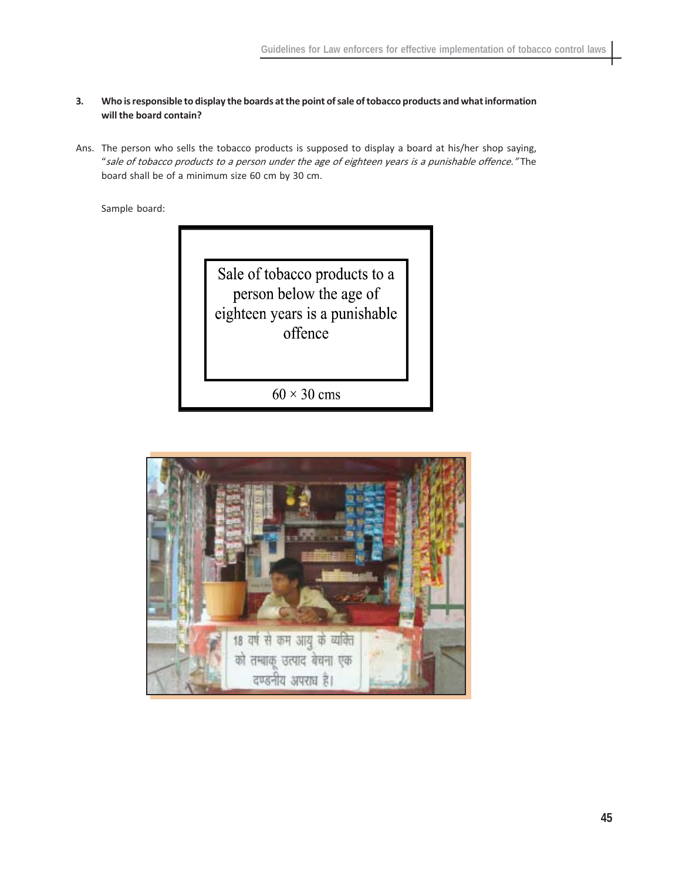3. **Who is responsible to display the boards at the point of sale of tobacco products and what information will the board contain?**

Ans. The person who sells the tobacco products is supposed to display a board at his/her shop saying, "*sale of tobacco products to a person under the age of eighteen years is a punishable offence."* The board shall be of a minimum size 60 cm by 30 cm.

Sample board:

Sale of tobacco products to a person below the age of eighteen years is a punishable offence

60 × 30 cms

18 वर्ष से कम आयु के व्यक्ति को तम्बाकू उत्पाद बेचना एक दण्डनीय अपराध है।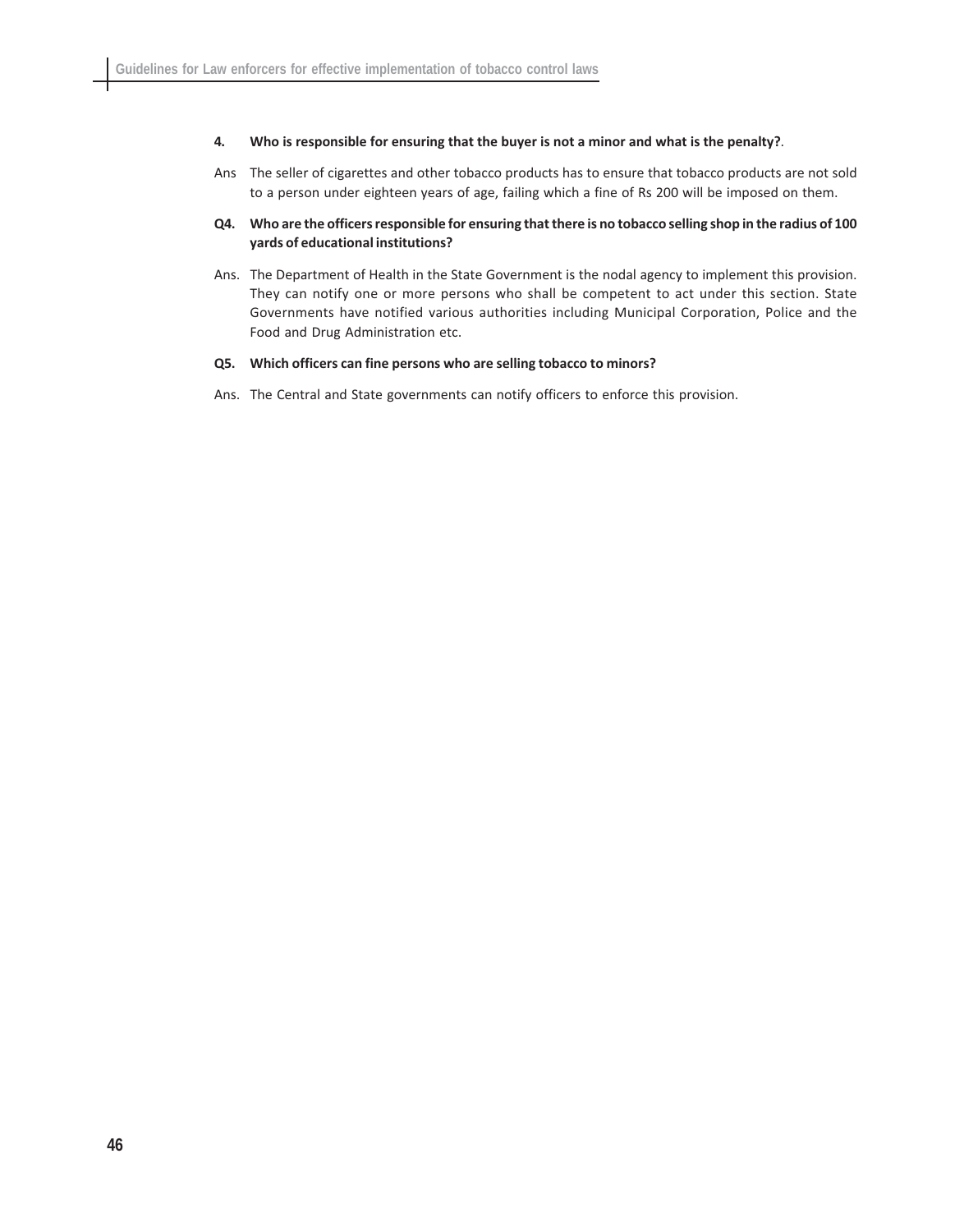**4. Who is responsible for ensuring that the buyer is not a minor and what is the penalty?**.

Ans The seller of cigarettes and other tobacco products has to ensure that tobacco products are not sold to a person under eighteen years of age, failing which a fine of Rs 200 will be imposed on them.

**Q4. Who are the officers responsible for ensuring that there is no tobacco selling shop in the radius of 100 yards of educational institutions?**

Ans. The Department of Health in the State Government is the nodal agency to implement this provision. They can notify one or more persons who shall be competent to act under this section. State Governments have notified various authorities including Municipal Corporation, Police and the Food and Drug Administration etc.

**Q5. Which officers can fine persons who are selling tobacco to minors?**

Ans. The Central and State governments can notify officers to enforce this provision.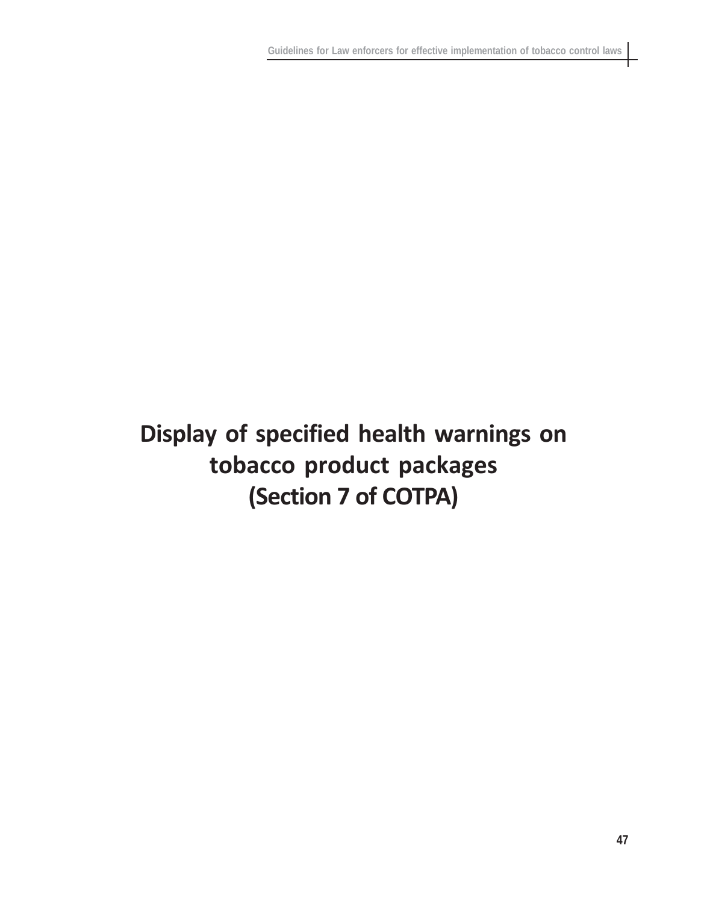# Display of specified health warnings on tobacco product packages (Section 7 of COTPA)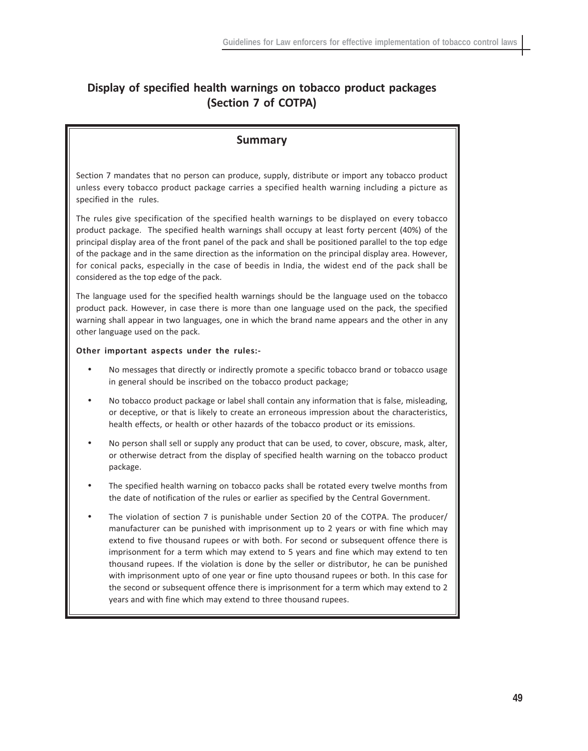## Display of specified health warnings on tobacco product packages (Section 7 of COTPA)

### Summary

Section 7 mandates that no person can produce, supply, distribute or import any tobacco product unless every tobacco product package carries a specified health warning including a picture as specified in the rules.

The rules give specification of the specified health warnings to be displayed on every tobacco product package. The specified health warnings shall occupy at least forty percent (40%) of the principal display area of the front panel of the pack and shall be positioned parallel to the top edge of the package and in the same direction as the information on the principal display area. However, for conical packs, especially in the case of beedis in India, the widest end of the pack shall be considered as the top edge of the pack.

The language used for the specified health warnings should be the language used on the tobacco product pack. However, in case there is more than one language used on the pack, the specified warning shall appear in two languages, one in which the brand name appears and the other in any other language used on the pack.

**Other important aspects under the rules:-**

- No messages that directly or indirectly promote a specific tobacco brand or tobacco usage in general should be inscribed on the tobacco product package;
- No tobacco product package or label shall contain any information that is false, misleading, or deceptive, or that is likely to create an erroneous impression about the characteristics, health effects, or health or other hazards of the tobacco product or its emissions.
- No person shall sell or supply any product that can be used, to cover, obscure, mask, alter, or otherwise detract from the display of specified health warning on the tobacco product package.
- The specified health warning on tobacco packs shall be rotated every twelve months from the date of notification of the rules or earlier as specified by the Central Government.
- The violation of section 7 is punishable under Section 20 of the COTPA. The producer/ manufacturer can be punished with imprisonment up to 2 years or with fine which may extend to five thousand rupees or with both. For second or subsequent offence there is imprisonment for a term which may extend to 5 years and fine which may extend to ten thousand rupees. If the violation is done by the seller or distributor, he can be punished with imprisonment upto of one year or fine upto thousand rupees or both. In this case for the second or subsequent offence there is imprisonment for a term which may extend to 2 years and with fine which may extend to three thousand rupees.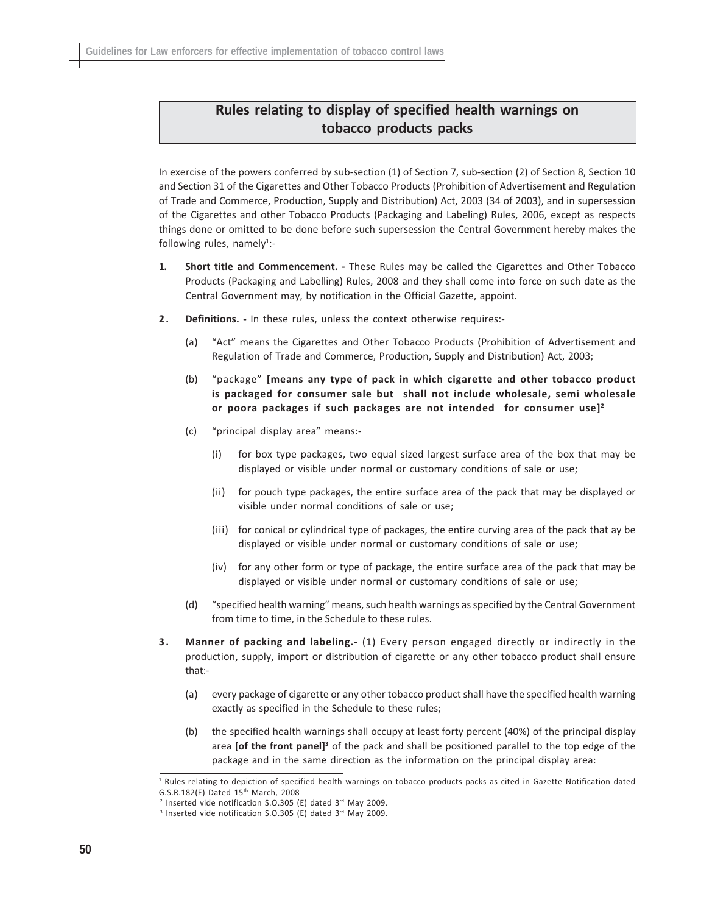## Rules relating to display of specified health warnings on tobacco products packs

In exercise of the powers conferred by sub-section (1) of Section 7, sub-section (2) of Section 8, Section 10 and Section 31 of the Cigarettes and Other Tobacco Products (Prohibition of Advertisement and Regulation of Trade and Commerce, Production, Supply and Distribution) Act, 2003 (34 of 2003), and in supersession of the Cigarettes and other Tobacco Products (Packaging and Labeling) Rules, 2006, except as respects things done or omitted to be done before such supersession the Central Government hereby makes the following rules, namely[1]:-

1. **Short title and Commencement. -** These Rules may be called the Cigarettes and Other Tobacco Products (Packaging and Labelling) Rules, 2008 and they shall come into force on such date as the Central Government may, by notification in the Official Gazette, appoint.

2. **Definitions. -** In these rules, unless the context otherwise requires:-

   (a) "Act" means the Cigarettes and Other Tobacco Products (Prohibition of Advertisement and Regulation of Trade and Commerce, Production, Supply and Distribution) Act, 2003;

   (b) "package" **[means any type of pack in which cigarette and other tobacco product is packaged for consumer sale but shall not include wholesale, semi wholesale or poora packages if such packages are not intended for consumer use]**[2]

   (c) "principal display area" means:-

      (i) for box type packages, two equal sized largest surface area of the box that may be displayed or visible under normal or customary conditions of sale or use;

      (ii) for pouch type packages, the entire surface area of the pack that may be displayed or visible under normal conditions of sale or use;

      (iii) for conical or cylindrical type of packages, the entire curving area of the pack that ay be displayed or visible under normal or customary conditions of sale or use;

      (iv) for any other form or type of package, the entire surface area of the pack that may be displayed or visible under normal or customary conditions of sale or use;

   (d) "specified health warning" means, such health warnings as specified by the Central Government from time to time, in the Schedule to these rules.

3. **Manner of packing and labeling.-** (1) Every person engaged directly or indirectly in the production, supply, import or distribution of cigarette or any other tobacco product shall ensure that:-

   (a) every package of cigarette or any other tobacco product shall have the specified health warning exactly as specified in the Schedule to these rules;

   (b) the specified health warnings shall occupy at least forty percent (40%) of the principal display area **[of the front panel]**[3] of the pack and shall be positioned parallel to the top edge of the package and in the same direction as the information on the principal display area:

---

[1] Rules relating to depiction of specified health warnings on tobacco products packs as cited in Gazette Notification dated G.S.R.182(E) Dated 15th March, 2008

[2] Inserted vide notification S.O.305 (E) dated 3rd May 2009.

[3] Inserted vide notification S.O.305 (E) dated 3rd May 2009.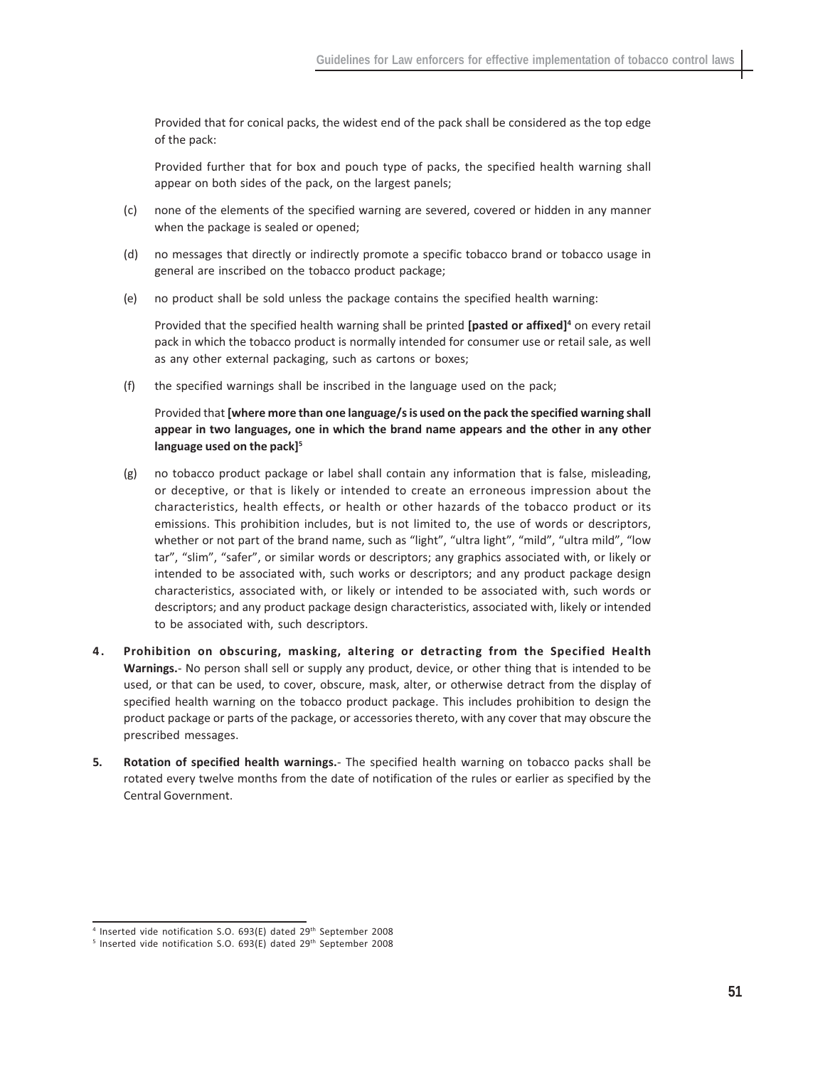Provided that for conical packs, the widest end of the pack shall be considered as the top edge of the pack:

Provided further that for box and pouch type of packs, the specified health warning shall appear on both sides of the pack, on the largest panels;

(c) none of the elements of the specified warning are severed, covered or hidden in any manner when the package is sealed or opened;

(d) no messages that directly or indirectly promote a specific tobacco brand or tobacco usage in general are inscribed on the tobacco product package;

(e) no product shall be sold unless the package contains the specified health warning:

Provided that the specified health warning shall be printed **[pasted or affixed]**[4] on every retail pack in which the tobacco product is normally intended for consumer use or retail sale, as well as any other external packaging, such as cartons or boxes;

(f) the specified warnings shall be inscribed in the language used on the pack;

Provided that **[where more than one language/s is used on the pack the specified warning shall appear in two languages, one in which the brand name appears and the other in any other language used on the pack]**[5]

(g) no tobacco product package or label shall contain any information that is false, misleading, or deceptive, or that is likely or intended to create an erroneous impression about the characteristics, health effects, or health or other hazards of the tobacco product or its emissions. This prohibition includes, but is not limited to, the use of words or descriptors, whether or not part of the brand name, such as "light", "ultra light", "mild", "ultra mild", "low tar", "slim", "safer", or similar words or descriptors; any graphics associated with, or likely or intended to be associated with, such works or descriptors; and any product package design characteristics, associated with, or likely or intended to be associated with, such words or descriptors; and any product package design characteristics, associated with, likely or intended to be associated with, such descriptors.

**4. Prohibition on obscuring, masking, altering or detracting from the Specified Health Warnings.**- No person shall sell or supply any product, device, or other thing that is intended to be used, or that can be used, to cover, obscure, mask, alter, or otherwise detract from the display of specified health warning on the tobacco product package. This includes prohibition to design the product package or parts of the package, or accessories thereto, with any cover that may obscure the prescribed messages.

**5. Rotation of specified health warnings.**- The specified health warning on tobacco packs shall be rotated every twelve months from the date of notification of the rules or earlier as specified by the Central Government.

---

[4] Inserted vide notification S.O. 693(E) dated 29th September 2008

[5] Inserted vide notification S.O. 693(E) dated 29th September 2008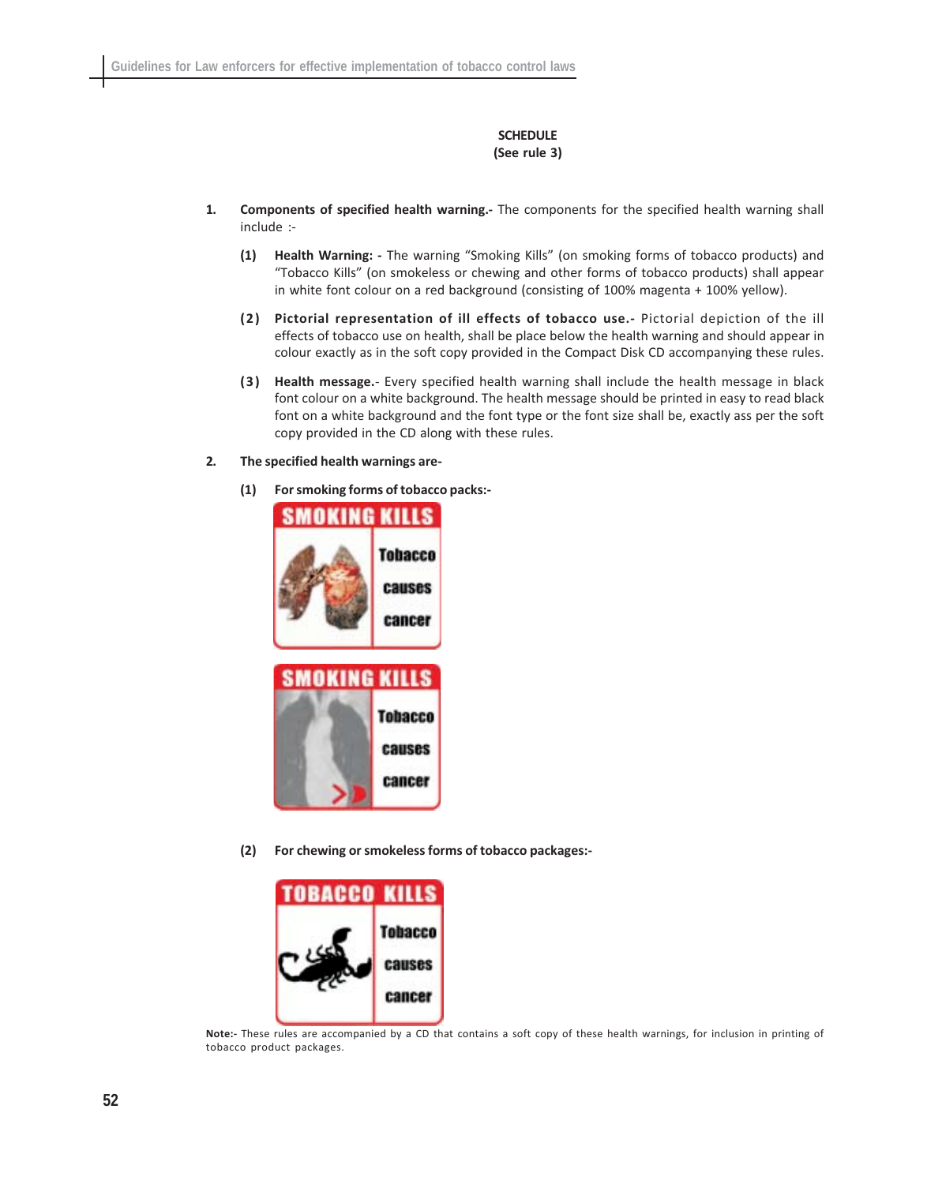SCHEDULE
(See rule 3)

1. **Components of specified health warning.-** The components for the specified health warning shall include :-

   **(1) Health Warning: -** The warning "Smoking Kills" (on smoking forms of tobacco products) and "Tobacco Kills" (on smokeless or chewing and other forms of tobacco products) shall appear in white font colour on a red background (consisting of 100% magenta + 100% yellow).

   **(2) Pictorial representation of ill effects of tobacco use.-** Pictorial depiction of the ill effects of tobacco use on health, shall be place below the health warning and should appear in colour exactly as in the soft copy provided in the Compact Disk CD accompanying these rules.

   **(3) Health message.**- Every specified health warning shall include the health message in black font colour on a white background. The health message should be printed in easy to read black font on a white background and the font type or the font size shall be, exactly ass per the soft copy provided in the CD along with these rules.

2. **The specified health warnings are-**

   **(1) For smoking forms of tobacco packs:-**

   SMOKING KILLS — Tobacco causes cancer

   SMOKING KILLS — Tobacco causes cancer

   **(2) For chewing or smokeless forms of tobacco packages:-**

   TOBACCO KILLS — Tobacco causes cancer

**Note:-** These rules are accompanied by a CD that contains a soft copy of these health warnings, for inclusion in printing of tobacco product packages.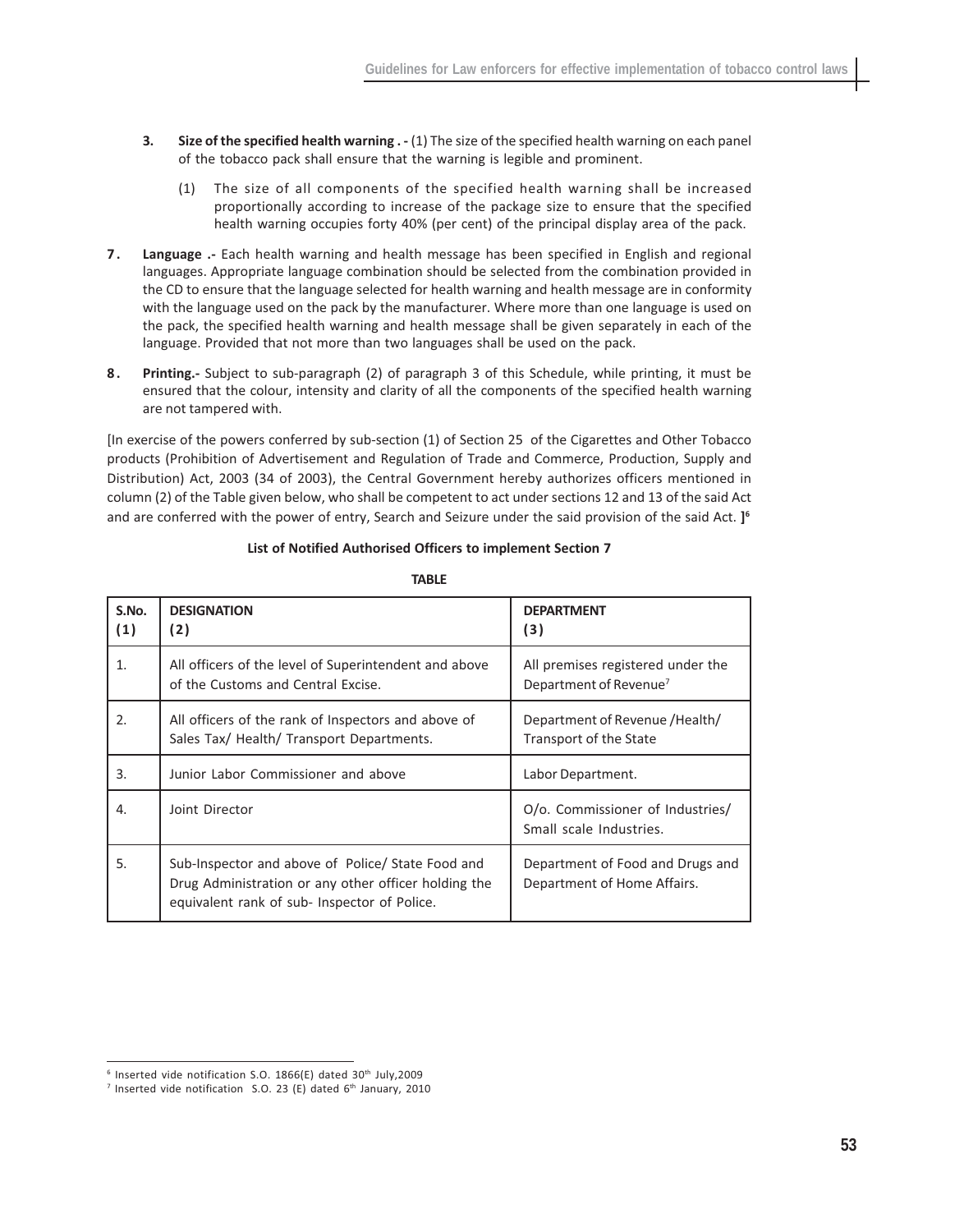3. **Size of the specified health warning . -** (1) The size of the specified health warning on each panel of the tobacco pack shall ensure that the warning is legible and prominent.

   (1) The size of all components of the specified health warning shall be increased proportionally according to increase of the package size to ensure that the specified health warning occupies forty 40% (per cent) of the principal display area of the pack.

7. **Language .-** Each health warning and health message has been specified in English and regional languages. Appropriate language combination should be selected from the combination provided in the CD to ensure that the language selected for health warning and health message are in conformity with the language used on the pack by the manufacturer. Where more than one language is used on the pack, the specified health warning and health message shall be given separately in each of the language. Provided that not more than two languages shall be used on the pack.

8. **Printing.-** Subject to sub-paragraph (2) of paragraph 3 of this Schedule, while printing, it must be ensured that the colour, intensity and clarity of all the components of the specified health warning are not tampered with.

[In exercise of the powers conferred by sub-section (1) of Section 25 of the Cigarettes and Other Tobacco products (Prohibition of Advertisement and Regulation of Trade and Commerce, Production, Supply and Distribution) Act, 2003 (34 of 2003), the Central Government hereby authorizes officers mentioned in column (2) of the Table given below, who shall be competent to act under sections 12 and 13 of the said Act and are conferred with the power of entry, Search and Seizure under the said provision of the said Act. **]**[6]

**List of Notified Authorised Officers to implement Section 7**

**TABLE**

| S.No. (1) | DESIGNATION (2) | DEPARTMENT (3) |
|---|---|---|
| 1. | All officers of the level of Superintendent and above of the Customs and Central Excise. | All premises registered under the Department of Revenue[7] |
| 2. | All officers of the rank of Inspectors and above of Sales Tax/ Health/ Transport Departments. | Department of Revenue /Health/ Transport of the State |
| 3. | Junior Labor Commissioner and above | Labor Department. |
| 4. | Joint Director | O/o. Commissioner of Industries/ Small scale Industries. |
| 5. | Sub-Inspector and above of Police/ State Food and Drug Administration or any other officer holding the equivalent rank of sub- Inspector of Police. | Department of Food and Drugs and Department of Home Affairs. |

---

[6] Inserted vide notification S.O. 1866(E) dated 30th July,2009

[7] Inserted vide notification S.O. 23 (E) dated 6th January, 2010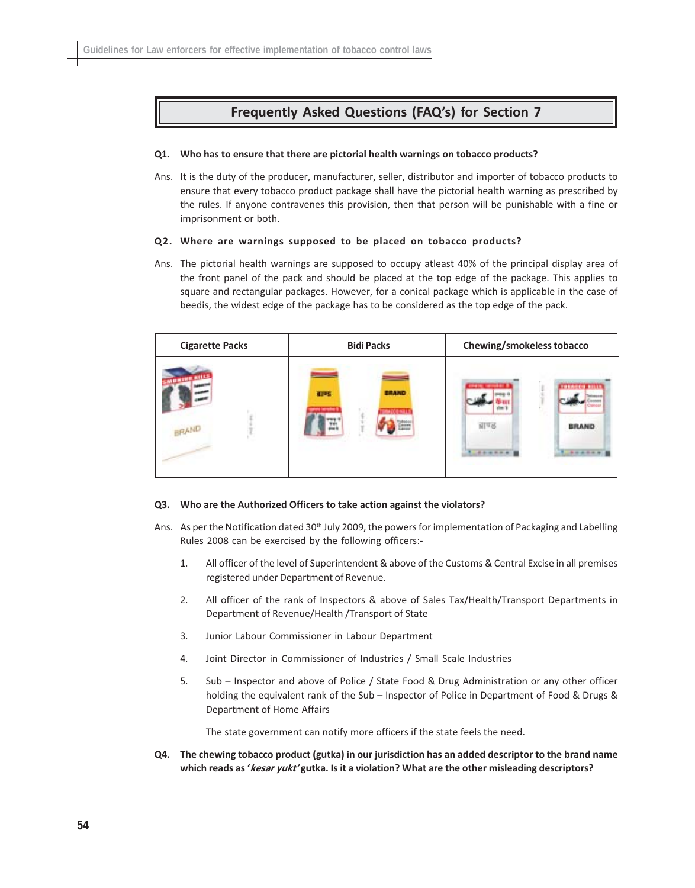## Frequently Asked Questions (FAQ's) for Section 7

**Q1. Who has to ensure that there are pictorial health warnings on tobacco products?**

Ans. It is the duty of the producer, manufacturer, seller, distributor and importer of tobacco products to ensure that every tobacco product package shall have the pictorial health warning as prescribed by the rules. If anyone contravenes this provision, then that person will be punishable with a fine or imprisonment or both.

**Q2. Where are warnings supposed to be placed on tobacco products?**

Ans. The pictorial health warnings are supposed to occupy atleast 40% of the principal display area of the front panel of the pack and should be placed at the top edge of the package. This applies to square and rectangular packages. However, for a conical package which is applicable in the case of beedis, the widest edge of the package has to be considered as the top edge of the pack.

| Cigarette Packs | Bidi Packs | Chewing/smokeless tobacco |
|---|---|---|
| | | |

**Q3. Who are the Authorized Officers to take action against the violators?**

Ans. As per the Notification dated 30th July 2009, the powers for implementation of Packaging and Labelling Rules 2008 can be exercised by the following officers:-

1. All officer of the level of Superintendent & above of the Customs & Central Excise in all premises registered under Department of Revenue.
2. All officer of the rank of Inspectors & above of Sales Tax/Health/Transport Departments in Department of Revenue/Health /Transport of State
3. Junior Labour Commissioner in Labour Department
4. Joint Director in Commissioner of Industries / Small Scale Industries
5. Sub – Inspector and above of Police / State Food & Drug Administration or any other officer holding the equivalent rank of the Sub – Inspector of Police in Department of Food & Drugs & Department of Home Affairs

   The state government can notify more officers if the state feels the need.

**Q4. The chewing tobacco product (gutka) in our jurisdiction has an added descriptor to the brand name which reads as '*kesar yukt'* gutka. Is it a violation? What are the other misleading descriptors?**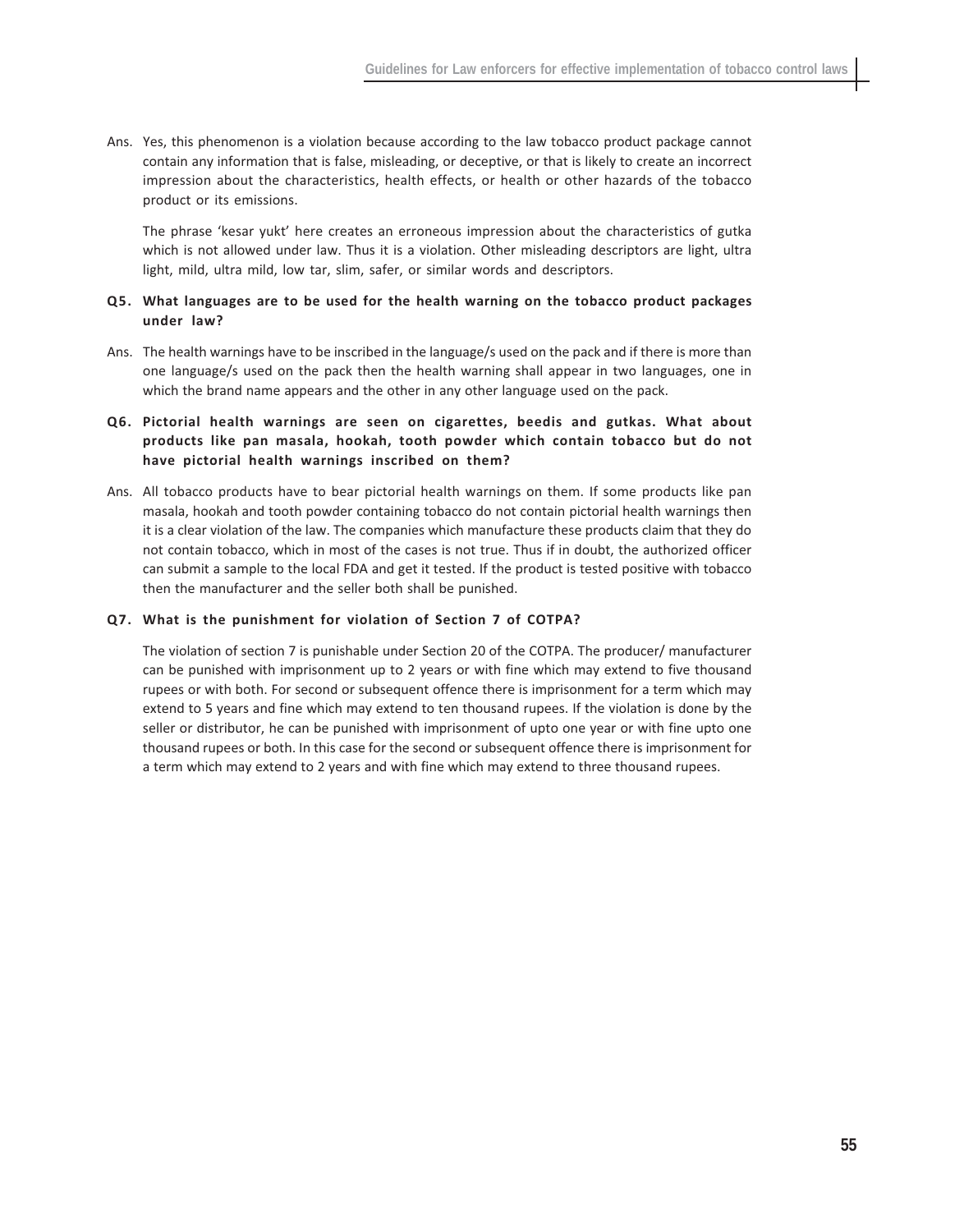Ans. Yes, this phenomenon is a violation because according to the law tobacco product package cannot contain any information that is false, misleading, or deceptive, or that is likely to create an incorrect impression about the characteristics, health effects, or health or other hazards of the tobacco product or its emissions.

The phrase 'kesar yukt' here creates an erroneous impression about the characteristics of gutka which is not allowed under law. Thus it is a violation. Other misleading descriptors are light, ultra light, mild, ultra mild, low tar, slim, safer, or similar words and descriptors.

**Q5. What languages are to be used for the health warning on the tobacco product packages under law?**

Ans. The health warnings have to be inscribed in the language/s used on the pack and if there is more than one language/s used on the pack then the health warning shall appear in two languages, one in which the brand name appears and the other in any other language used on the pack.

**Q6. Pictorial health warnings are seen on cigarettes, beedis and gutkas. What about products like pan masala, hookah, tooth powder which contain tobacco but do not have pictorial health warnings inscribed on them?**

Ans. All tobacco products have to bear pictorial health warnings on them. If some products like pan masala, hookah and tooth powder containing tobacco do not contain pictorial health warnings then it is a clear violation of the law. The companies which manufacture these products claim that they do not contain tobacco, which in most of the cases is not true. Thus if in doubt, the authorized officer can submit a sample to the local FDA and get it tested. If the product is tested positive with tobacco then the manufacturer and the seller both shall be punished.

**Q7. What is the punishment for violation of Section 7 of COTPA?**

The violation of section 7 is punishable under Section 20 of the COTPA. The producer/ manufacturer can be punished with imprisonment up to 2 years or with fine which may extend to five thousand rupees or with both. For second or subsequent offence there is imprisonment for a term which may extend to 5 years and fine which may extend to ten thousand rupees. If the violation is done by the seller or distributor, he can be punished with imprisonment of upto one year or with fine upto one thousand rupees or both. In this case for the second or subsequent offence there is imprisonment for a term which may extend to 2 years and with fine which may extend to three thousand rupees.